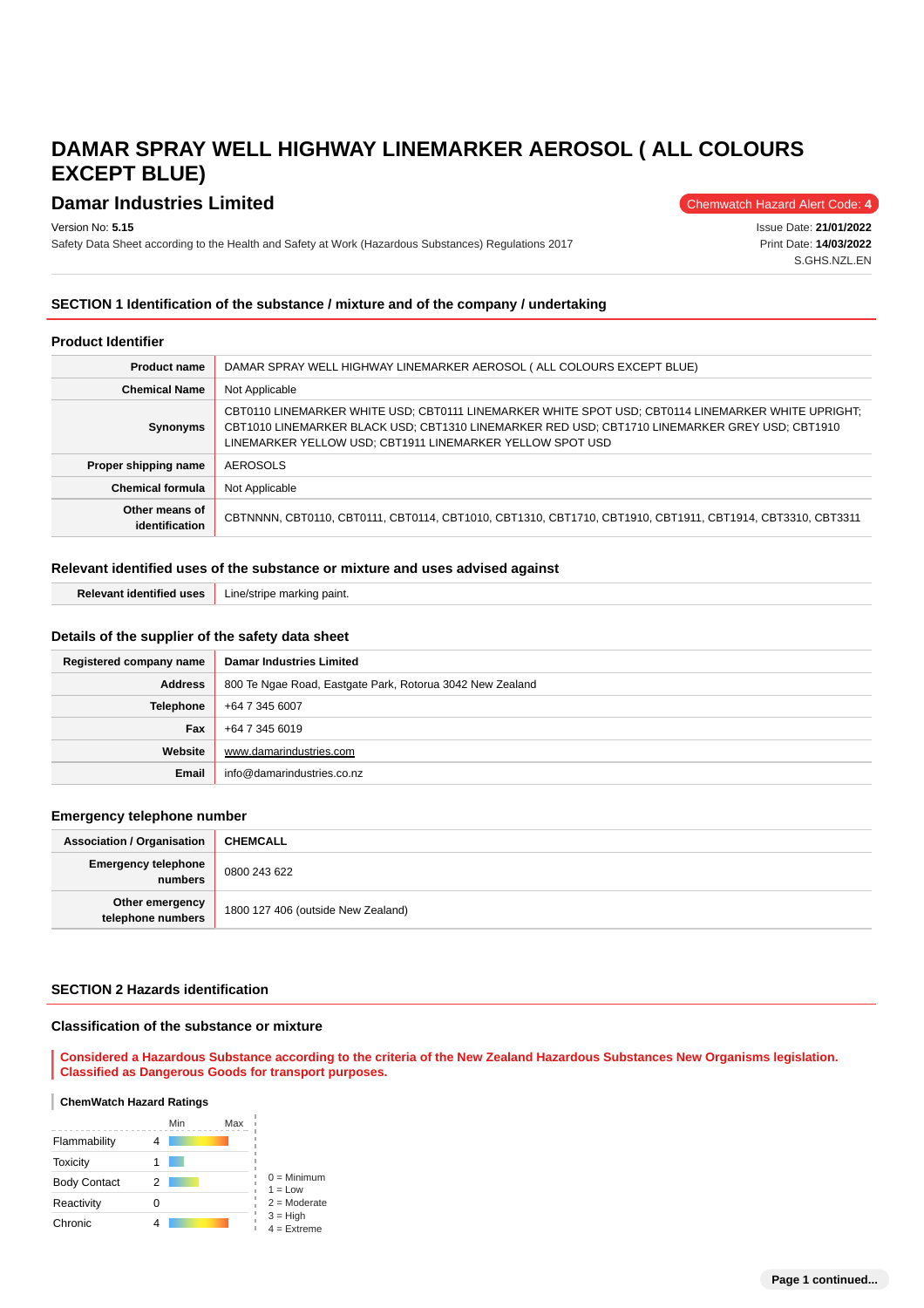# DAMAR SPRAY WELL HIGHWAY LINEMARKER AEROSOL ( ALL COLOURS EXCEPT BLUE)

## Damar Industries Limited

Chemwatch Hazard Alert Code: **4**

Version No: **5.15**
Safety Data Sheet according to the Health and Safety at Work (Hazardous Substances) Regulations 2017

Issue Date: **21/01/2022**
Print Date: **14/03/2022**
S.GHS.NZL.EN

## SECTION 1 Identification of the substance / mixture and of the company / undertaking

### Product Identifier

| | |
|---|---|
| **Product name** | DAMAR SPRAY WELL HIGHWAY LINEMARKER AEROSOL ( ALL COLOURS EXCEPT BLUE) |
| **Chemical Name** | Not Applicable |
| **Synonyms** | CBT0110 LINEMARKER WHITE USD; CBT0111 LINEMARKER WHITE SPOT USD; CBT0114 LINEMARKER WHITE UPRIGHT; CBT1010 LINEMARKER BLACK USD; CBT1310 LINEMARKER RED USD; CBT1710 LINEMARKER GREY USD; CBT1910 LINEMARKER YELLOW USD; CBT1911 LINEMARKER YELLOW SPOT USD |
| **Proper shipping name** | AEROSOLS |
| **Chemical formula** | Not Applicable |
| **Other means of identification** | CBTNNNN, CBT0110, CBT0111, CBT0114, CBT1010, CBT1310, CBT1710, CBT1910, CBT1911, CBT1914, CBT3310, CBT3311 |

### Relevant identified uses of the substance or mixture and uses advised against

| | |
|---|---|
| **Relevant identified uses** | Line/stripe marking paint. |

### Details of the supplier of the safety data sheet

| | |
|---|---|
| **Registered company name** | **Damar Industries Limited** |
| **Address** | 800 Te Ngae Road, Eastgate Park, Rotorua 3042 New Zealand |
| **Telephone** | +64 7 345 6007 |
| **Fax** | +64 7 345 6019 |
| **Website** | www.damarindustries.com |
| **Email** | info@damarindustries.co.nz |

### Emergency telephone number

| | |
|---|---|
| **Association / Organisation** | **CHEMCALL** |
| **Emergency telephone numbers** | 0800 243 622 |
| **Other emergency telephone numbers** | 1800 127 406 (outside New Zealand) |

## SECTION 2 Hazards identification

### Classification of the substance or mixture

**Considered a Hazardous Substance according to the criteria of the New Zealand Hazardous Substances New Organisms legislation. Classified as Dangerous Goods for transport purposes.**

#### ChemWatch Hazard Ratings

| | | Min / Max |
|---|---|---|
| Flammability | 4 | |
| Toxicity | 1 | |
| Body Contact | 2 | |
| Reactivity | 0 | |
| Chronic | 4 | |

0 = Minimum
1 = Low
2 = Moderate
3 = High
4 = Extreme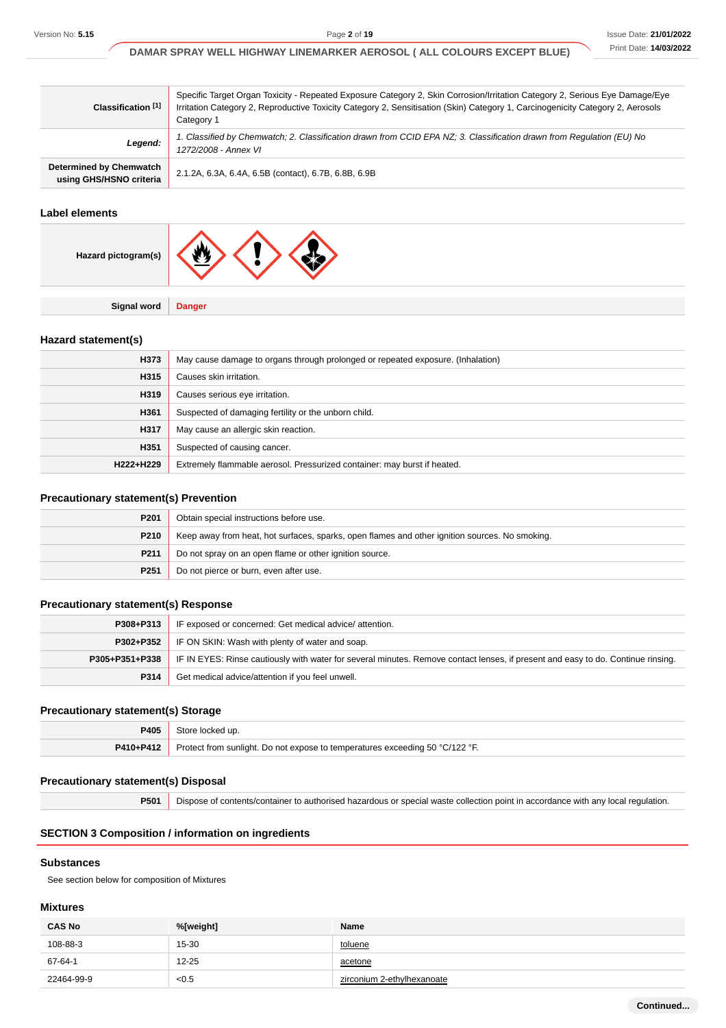| | |
|---|---|
| **Classification [1]** | Specific Target Organ Toxicity - Repeated Exposure Category 2, Skin Corrosion/Irritation Category 2, Serious Eye Damage/Eye Irritation Category 2, Reproductive Toxicity Category 2, Sensitisation (Skin) Category 1, Carcinogenicity Category 2, Aerosols Category 1 |
| ***Legend:*** | *1. Classified by Chemwatch; 2. Classification drawn from CCID EPA NZ; 3. Classification drawn from Regulation (EU) No 1272/2008 - Annex VI* |
| **Determined by Chemwatch using GHS/HSNO criteria** | 2.1.2A, 6.3A, 6.4A, 6.5B (contact), 6.7B, 6.8B, 6.9B |

### Label elements

| | |
|---|---|
| **Hazard pictogram(s)** | |
| **Signal word** | **Danger** |

### Hazard statement(s)

| | |
|---|---|
| **H373** | May cause damage to organs through prolonged or repeated exposure. (Inhalation) |
| **H315** | Causes skin irritation. |
| **H319** | Causes serious eye irritation. |
| **H361** | Suspected of damaging fertility or the unborn child. |
| **H317** | May cause an allergic skin reaction. |
| **H351** | Suspected of causing cancer. |
| **H222+H229** | Extremely flammable aerosol. Pressurized container: may burst if heated. |

### Precautionary statement(s) Prevention

| | |
|---|---|
| **P201** | Obtain special instructions before use. |
| **P210** | Keep away from heat, hot surfaces, sparks, open flames and other ignition sources. No smoking. |
| **P211** | Do not spray on an open flame or other ignition source. |
| **P251** | Do not pierce or burn, even after use. |

### Precautionary statement(s) Response

| | |
|---|---|
| **P308+P313** | IF exposed or concerned: Get medical advice/ attention. |
| **P302+P352** | IF ON SKIN: Wash with plenty of water and soap. |
| **P305+P351+P338** | IF IN EYES: Rinse cautiously with water for several minutes. Remove contact lenses, if present and easy to do. Continue rinsing. |
| **P314** | Get medical advice/attention if you feel unwell. |

### Precautionary statement(s) Storage

| | |
|---|---|
| **P405** | Store locked up. |
| **P410+P412** | Protect from sunlight. Do not expose to temperatures exceeding 50 °C/122 °F. |

### Precautionary statement(s) Disposal

| | |
|---|---|
| **P501** | Dispose of contents/container to authorised hazardous or special waste collection point in accordance with any local regulation. |

## SECTION 3 Composition / information on ingredients

### Substances

See section below for composition of Mixtures

### Mixtures

| CAS No | %[weight] | Name |
|---|---|---|
| 108-88-3 | 15-30 | toluene |
| 67-64-1 | 12-25 | acetone |
| 22464-99-9 | <0.5 | zirconium 2-ethylhexanoate |

**Continued...**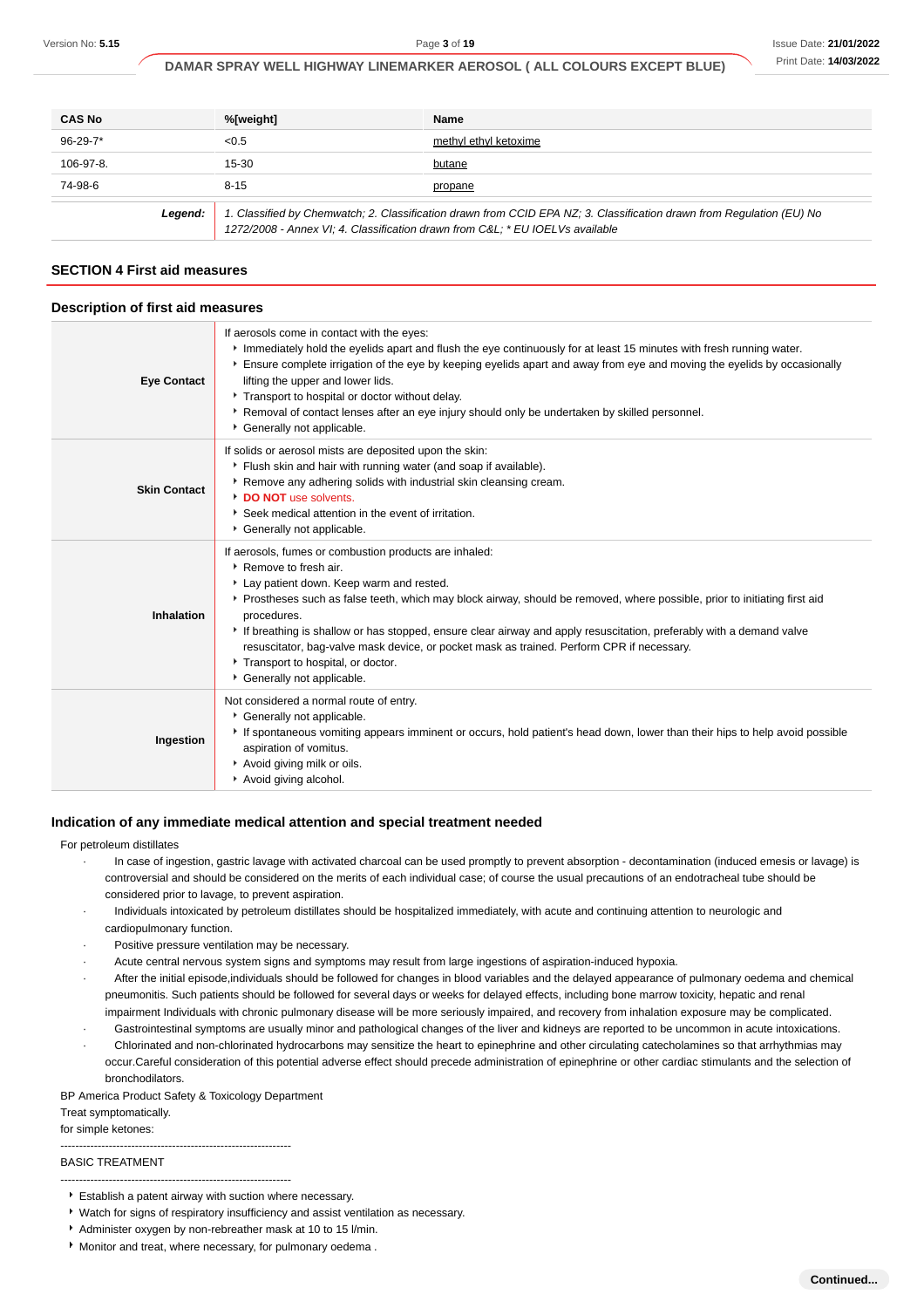| CAS No | %[weight] | Name |
|---|---|---|
| 96-29-7* | <0.5 | methyl ethyl ketoxime |
| 106-97-8. | 15-30 | butane |
| 74-98-6 | 8-15 | propane |
| ***Legend:*** | *1. Classified by Chemwatch; 2. Classification drawn from CCID EPA NZ; 3. Classification drawn from Regulation (EU) No 1272/2008 - Annex VI; 4. Classification drawn from C&L; * EU IOELVs available* | |

## SECTION 4 First aid measures

### Description of first aid measures

| | |
|---|---|
| **Eye Contact** | If aerosols come in contact with the eyes:<br>▸ Immediately hold the eyelids apart and flush the eye continuously for at least 15 minutes with fresh running water.<br>▸ Ensure complete irrigation of the eye by keeping eyelids apart and away from eye and moving the eyelids by occasionally lifting the upper and lower lids.<br>▸ Transport to hospital or doctor without delay.<br>▸ Removal of contact lenses after an eye injury should only be undertaken by skilled personnel.<br>▸ Generally not applicable. |
| **Skin Contact** | If solids or aerosol mists are deposited upon the skin:<br>▸ Flush skin and hair with running water (and soap if available).<br>▸ Remove any adhering solids with industrial skin cleansing cream.<br>▸ **DO NOT** use solvents.<br>▸ Seek medical attention in the event of irritation.<br>▸ Generally not applicable. |
| **Inhalation** | If aerosols, fumes or combustion products are inhaled:<br>▸ Remove to fresh air.<br>▸ Lay patient down. Keep warm and rested.<br>▸ Prostheses such as false teeth, which may block airway, should be removed, where possible, prior to initiating first aid procedures.<br>▸ If breathing is shallow or has stopped, ensure clear airway and apply resuscitation, preferably with a demand valve resuscitator, bag-valve mask device, or pocket mask as trained. Perform CPR if necessary.<br>▸ Transport to hospital, or doctor.<br>▸ Generally not applicable. |
| **Ingestion** | Not considered a normal route of entry.<br>▸ Generally not applicable.<br>▸ If spontaneous vomiting appears imminent or occurs, hold patient's head down, lower than their hips to help avoid possible aspiration of vomitus.<br>▸ Avoid giving milk or oils.<br>▸ Avoid giving alcohol. |

### Indication of any immediate medical attention and special treatment needed

For petroleum distillates

- In case of ingestion, gastric lavage with activated charcoal can be used promptly to prevent absorption - decontamination (induced emesis or lavage) is controversial and should be considered on the merits of each individual case; of course the usual precautions of an endotracheal tube should be considered prior to lavage, to prevent aspiration.
- Individuals intoxicated by petroleum distillates should be hospitalized immediately, with acute and continuing attention to neurologic and cardiopulmonary function.
- Positive pressure ventilation may be necessary.
- Acute central nervous system signs and symptoms may result from large ingestions of aspiration-induced hypoxia.
- After the initial episode,individuals should be followed for changes in blood variables and the delayed appearance of pulmonary oedema and chemical pneumonitis. Such patients should be followed for several days or weeks for delayed effects, including bone marrow toxicity, hepatic and renal impairment Individuals with chronic pulmonary disease will be more seriously impaired, and recovery from inhalation exposure may be complicated.
- Gastrointestinal symptoms are usually minor and pathological changes of the liver and kidneys are reported to be uncommon in acute intoxications.
- Chlorinated and non-chlorinated hydrocarbons may sensitize the heart to epinephrine and other circulating catecholamines so that arrhythmias may occur.Careful consideration of this potential adverse effect should precede administration of epinephrine or other cardiac stimulants and the selection of bronchodilators.

BP America Product Safety & Toxicology Department
Treat symptomatically.
for simple ketones:

--------------------------------------------------------------
BASIC TREATMENT
--------------------------------------------------------------

- Establish a patent airway with suction where necessary.
- Watch for signs of respiratory insufficiency and assist ventilation as necessary.
- Administer oxygen by non-rebreather mask at 10 to 15 l/min.
- Monitor and treat, where necessary, for pulmonary oedema .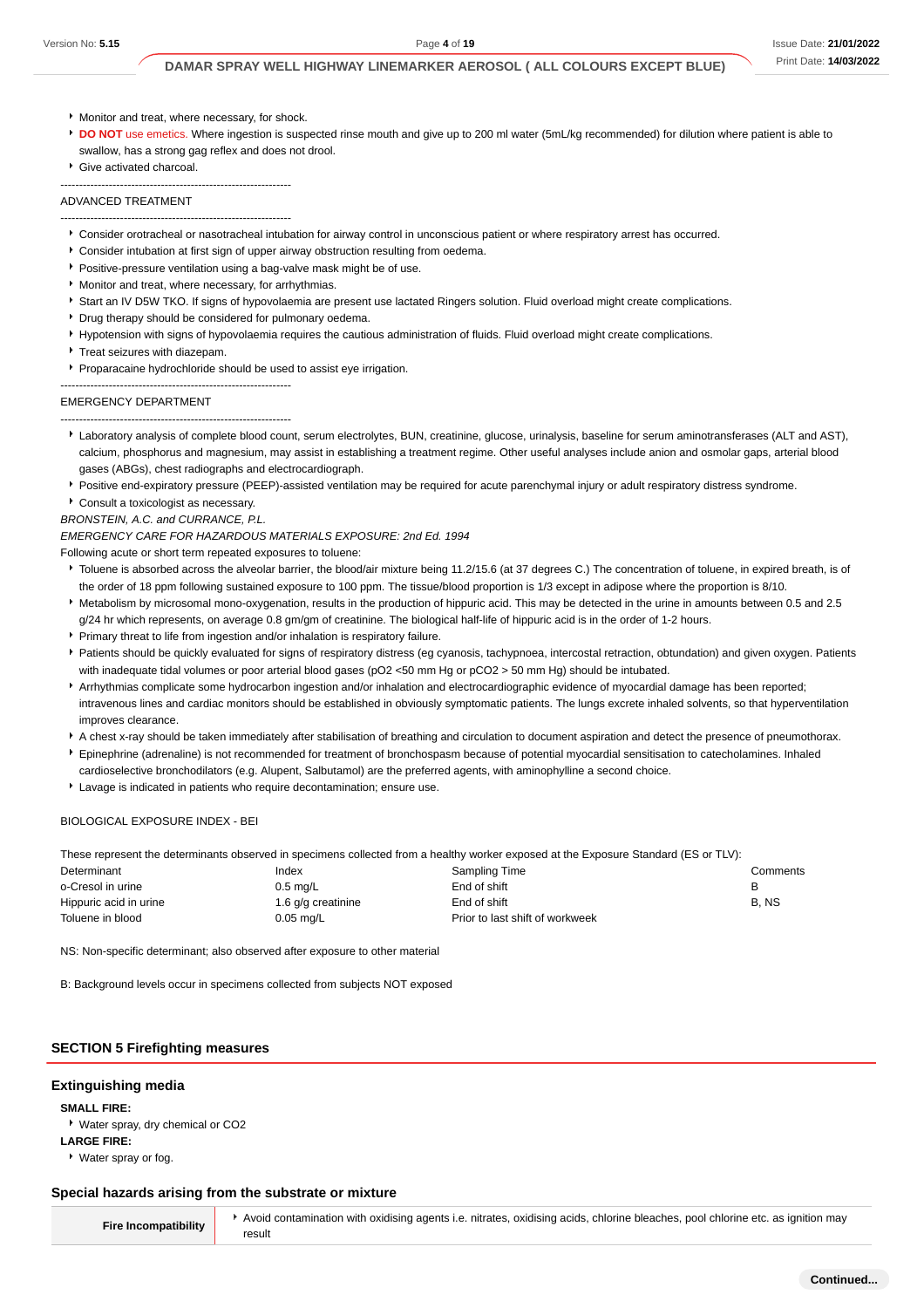- Monitor and treat, where necessary, for shock.
- **DO NOT** use emetics. Where ingestion is suspected rinse mouth and give up to 200 ml water (5mL/kg recommended) for dilution where patient is able to swallow, has a strong gag reflex and does not drool.
- Give activated charcoal.

--------------------------------------------------------------

ADVANCED TREATMENT

--------------------------------------------------------------

- Consider orotracheal or nasotracheal intubation for airway control in unconscious patient or where respiratory arrest has occurred.
- Consider intubation at first sign of upper airway obstruction resulting from oedema.
- Positive-pressure ventilation using a bag-valve mask might be of use.
- Monitor and treat, where necessary, for arrhythmias.
- Start an IV D5W TKO. If signs of hypovolaemia are present use lactated Ringers solution. Fluid overload might create complications.
- Drug therapy should be considered for pulmonary oedema.
- Hypotension with signs of hypovolaemia requires the cautious administration of fluids. Fluid overload might create complications.
- Treat seizures with diazepam.
- Proparacaine hydrochloride should be used to assist eye irrigation.

--------------------------------------------------------------

EMERGENCY DEPARTMENT

--------------------------------------------------------------

- Laboratory analysis of complete blood count, serum electrolytes, BUN, creatinine, glucose, urinalysis, baseline for serum aminotransferases (ALT and AST), calcium, phosphorus and magnesium, may assist in establishing a treatment regime. Other useful analyses include anion and osmolar gaps, arterial blood gases (ABGs), chest radiographs and electrocardiograph.
- Positive end-expiratory pressure (PEEP)-assisted ventilation may be required for acute parenchymal injury or adult respiratory distress syndrome.
- Consult a toxicologist as necessary.

*BRONSTEIN, A.C. and CURRANCE, P.L.*

*EMERGENCY CARE FOR HAZARDOUS MATERIALS EXPOSURE: 2nd Ed. 1994*

Following acute or short term repeated exposures to toluene:

- Toluene is absorbed across the alveolar barrier, the blood/air mixture being 11.2/15.6 (at 37 degrees C.) The concentration of toluene, in expired breath, is of the order of 18 ppm following sustained exposure to 100 ppm. The tissue/blood proportion is 1/3 except in adipose where the proportion is 8/10.
- Metabolism by microsomal mono-oxygenation, results in the production of hippuric acid. This may be detected in the urine in amounts between 0.5 and 2.5 g/24 hr which represents, on average 0.8 gm/gm of creatinine. The biological half-life of hippuric acid is in the order of 1-2 hours.
- Primary threat to life from ingestion and/or inhalation is respiratory failure.
- Patients should be quickly evaluated for signs of respiratory distress (eg cyanosis, tachypnoea, intercostal retraction, obtundation) and given oxygen. Patients with inadequate tidal volumes or poor arterial blood gases (pO2 <50 mm Hg or pCO2 > 50 mm Hg) should be intubated.
- Arrhythmias complicate some hydrocarbon ingestion and/or inhalation and electrocardiographic evidence of myocardial damage has been reported; intravenous lines and cardiac monitors should be established in obviously symptomatic patients. The lungs excrete inhaled solvents, so that hyperventilation improves clearance.
- A chest x-ray should be taken immediately after stabilisation of breathing and circulation to document aspiration and detect the presence of pneumothorax.
- Epinephrine (adrenaline) is not recommended for treatment of bronchospasm because of potential myocardial sensitisation to catecholamines. Inhaled cardioselective bronchodilators (e.g. Alupent, Salbutamol) are the preferred agents, with aminophylline a second choice.
- Lavage is indicated in patients who require decontamination; ensure use.

BIOLOGICAL EXPOSURE INDEX - BEI

These represent the determinants observed in specimens collected from a healthy worker exposed at the Exposure Standard (ES or TLV):

| Determinant | Index | Sampling Time | Comments |
|---|---|---|---|
| o-Cresol in urine | 0.5 mg/L | End of shift | B |
| Hippuric acid in urine | 1.6 g/g creatinine | End of shift | B, NS |
| Toluene in blood | 0.05 mg/L | Prior to last shift of workweek | |

NS: Non-specific determinant; also observed after exposure to other material

B: Background levels occur in specimens collected from subjects NOT exposed

## SECTION 5 Firefighting measures

### Extinguishing media

**SMALL FIRE:**

- Water spray, dry chemical or CO2

**LARGE FIRE:**

- Water spray or fog.

### Special hazards arising from the substrate or mixture

| | |
|---|---|
| **Fire Incompatibility** | Avoid contamination with oxidising agents i.e. nitrates, oxidising acids, chlorine bleaches, pool chlorine etc. as ignition may result |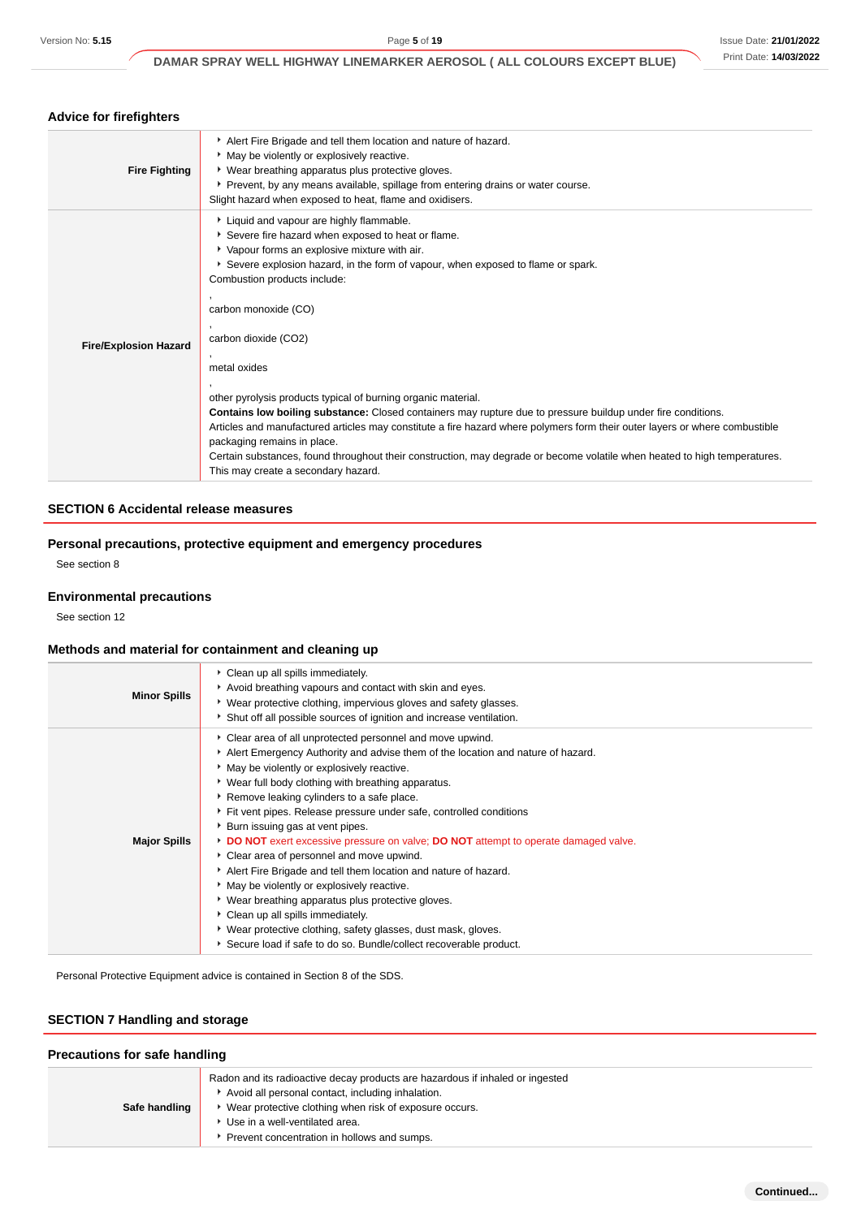### Advice for firefighters

| | |
|---|---|
| **Fire Fighting** | ‣ Alert Fire Brigade and tell them location and nature of hazard.<br>‣ May be violently or explosively reactive.<br>‣ Wear breathing apparatus plus protective gloves.<br>‣ Prevent, by any means available, spillage from entering drains or water course.<br>Slight hazard when exposed to heat, flame and oxidisers. |
| **Fire/Explosion Hazard** | ‣ Liquid and vapour are highly flammable.<br>‣ Severe fire hazard when exposed to heat or flame.<br>‣ Vapour forms an explosive mixture with air.<br>‣ Severe explosion hazard, in the form of vapour, when exposed to flame or spark.<br>Combustion products include:<br>,<br>carbon monoxide (CO)<br>,<br>carbon dioxide ($CO_2$)<br>,<br>metal oxides<br>,<br>other pyrolysis products typical of burning organic material.<br>**Contains low boiling substance:** Closed containers may rupture due to pressure buildup under fire conditions.<br>Articles and manufactured articles may constitute a fire hazard where polymers form their outer layers or where combustible packaging remains in place.<br>Certain substances, found throughout their construction, may degrade or become volatile when heated to high temperatures. This may create a secondary hazard. |

## SECTION 6 Accidental release measures

### Personal precautions, protective equipment and emergency procedures

See section 8

### Environmental precautions

See section 12

### Methods and material for containment and cleaning up

| | |
|---|---|
| **Minor Spills** | ‣ Clean up all spills immediately.<br>‣ Avoid breathing vapours and contact with skin and eyes.<br>‣ Wear protective clothing, impervious gloves and safety glasses.<br>‣ Shut off all possible sources of ignition and increase ventilation. |
| **Major Spills** | ‣ Clear area of all unprotected personnel and move upwind.<br>‣ Alert Emergency Authority and advise them of the location and nature of hazard.<br>‣ May be violently or explosively reactive.<br>‣ Wear full body clothing with breathing apparatus.<br>‣ Remove leaking cylinders to a safe place.<br>‣ Fit vent pipes. Release pressure under safe, controlled conditions<br>‣ Burn issuing gas at vent pipes.<br>‣ **DO NOT** exert excessive pressure on valve; **DO NOT** attempt to operate damaged valve.<br>‣ Clear area of personnel and move upwind.<br>‣ Alert Fire Brigade and tell them location and nature of hazard.<br>‣ May be violently or explosively reactive.<br>‣ Wear breathing apparatus plus protective gloves.<br>‣ Clean up all spills immediately.<br>‣ Wear protective clothing, safety glasses, dust mask, gloves.<br>‣ Secure load if safe to do so. Bundle/collect recoverable product. |

Personal Protective Equipment advice is contained in Section 8 of the SDS.

## SECTION 7 Handling and storage

### Precautions for safe handling

| | |
|---|---|
| **Safe handling** | Radon and its radioactive decay products are hazardous if inhaled or ingested<br>‣ Avoid all personal contact, including inhalation.<br>‣ Wear protective clothing when risk of exposure occurs.<br>‣ Use in a well-ventilated area.<br>‣ Prevent concentration in hollows and sumps. |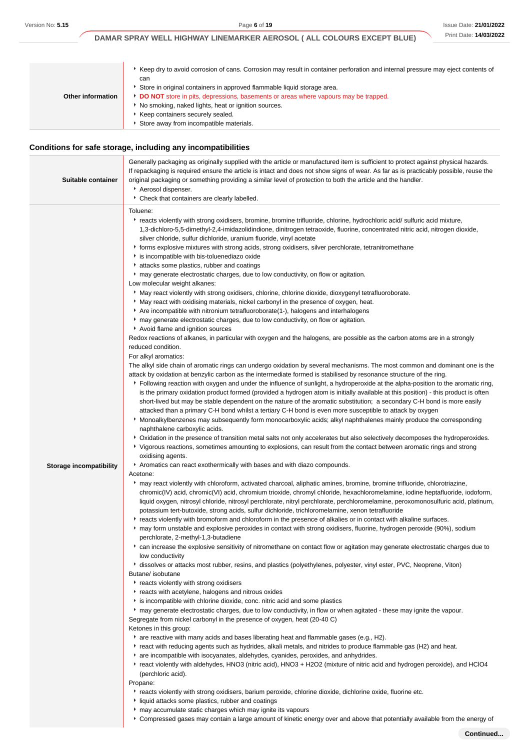| | |
|---|---|
| **Other information** | - Keep dry to avoid corrosion of cans. Corrosion may result in container perforation and internal pressure may eject contents of can<br>- Store in original containers in approved flammable liquid storage area.<br>- **DO NOT** store in pits, depressions, basements or areas where vapours may be trapped.<br>- No smoking, naked lights, heat or ignition sources.<br>- Keep containers securely sealed.<br>- Store away from incompatible materials. |

### Conditions for safe storage, including any incompatibilities

| | |
|---|---|
| **Suitable container** | Generally packaging as originally supplied with the article or manufactured item is sufficient to protect against physical hazards. If repackaging is required ensure the article is intact and does not show signs of wear. As far as is practicably possible, reuse the original packaging or something providing a similar level of protection to both the article and the handler.<br>- Aerosol dispenser.<br>- Check that containers are clearly labelled. |
| **Storage incompatibility** | Toluene:<br>- reacts violently with strong oxidisers, bromine, bromine trifluoride, chlorine, hydrochloric acid/ sulfuric acid mixture, 1,3-dichloro-5,5-dimethyl-2,4-imidazolidindione, dinitrogen tetraoxide, fluorine, concentrated nitric acid, nitrogen dioxide, silver chloride, sulfur dichloride, uranium fluoride, vinyl acetate<br>- forms explosive mixtures with strong acids, strong oxidisers, silver perchlorate, tetranitromethane<br>- is incompatible with bis-toluenediazo oxide<br>- attacks some plastics, rubber and coatings<br>- may generate electrostatic charges, due to low conductivity, on flow or agitation.<br>Low molecular weight alkanes:<br>- May react violently with strong oxidisers, chlorine, chlorine dioxide, dioxygenyl tetrafluoroborate.<br>- May react with oxidising materials, nickel carbonyl in the presence of oxygen, heat.<br>- Are incompatible with nitronium tetrafluoroborate(1-), halogens and interhalogens<br>- may generate electrostatic charges, due to low conductivity, on flow or agitation.<br>- Avoid flame and ignition sources<br>Redox reactions of alkanes, in particular with oxygen and the halogens, are possible as the carbon atoms are in a strongly reduced condition.<br>For alkyl aromatics:<br>The alkyl side chain of aromatic rings can undergo oxidation by several mechanisms. The most common and dominant one is the attack by oxidation at benzylic carbon as the intermediate formed is stabilised by resonance structure of the ring.<br>- Following reaction with oxygen and under the influence of sunlight, a hydroperoxide at the alpha-position to the aromatic ring, is the primary oxidation product formed (provided a hydrogen atom is initially available at this position) - this product is often short-lived but may be stable dependent on the nature of the aromatic substitution; a secondary C-H bond is more easily attacked than a primary C-H bond whilst a tertiary C-H bond is even more susceptible to attack by oxygen<br>- Monoalkylbenzenes may subsequently form monocarboxylic acids; alkyl naphthalenes mainly produce the corresponding naphthalene carboxylic acids.<br>- Oxidation in the presence of transition metal salts not only accelerates but also selectively decomposes the hydroperoxides.<br>- Vigorous reactions, sometimes amounting to explosions, can result from the contact between aromatic rings and strong oxidising agents.<br>- Aromatics can react exothermically with bases and with diazo compounds.<br>Acetone:<br>- may react violently with chloroform, activated charcoal, aliphatic amines, bromine, bromine trifluoride, chlorotriazine, chromic(IV) acid, chromic(VI) acid, chromium trioxide, chromyl chloride, hexachloromelamine, iodine heptafluoride, iodoform, liquid oxygen, nitrosyl chloride, nitrosyl perchlorate, nitryl perchlorate, perchloromelamine, peroxomonosulfuric acid, platinum, potassium tert-butoxide, strong acids, sulfur dichloride, trichloromelamine, xenon tetrafluoride<br>- reacts violently with bromoform and chloroform in the presence of alkalies or in contact with alkaline surfaces.<br>- may form unstable and explosive peroxides in contact with strong oxidisers, fluorine, hydrogen peroxide (90%), sodium perchlorate, 2-methyl-1,3-butadiene<br>- can increase the explosive sensitivity of nitromethane on contact flow or agitation may generate electrostatic charges due to low conductivity<br>- dissolves or attacks most rubber, resins, and plastics (polyethylenes, polyester, vinyl ester, PVC, Neoprene, Viton)<br>Butane/ isobutane<br>- reacts violently with strong oxidisers<br>- reacts with acetylene, halogens and nitrous oxides<br>- is incompatible with chlorine dioxide, conc. nitric acid and some plastics<br>- may generate electrostatic charges, due to low conductivity, in flow or when agitated - these may ignite the vapour.<br>Segregate from nickel carbonyl in the presence of oxygen, heat (20-40 C)<br>Ketones in this group:<br>- are reactive with many acids and bases liberating heat and flammable gases (e.g., $H_2$).<br>- react with reducing agents such as hydrides, alkali metals, and nitrides to produce flammable gas ($H_2$) and heat.<br>- are incompatible with isocyanates, aldehydes, cyanides, peroxides, and anhydrides.<br>- react violently with aldehydes, $HNO_3$ (nitric acid), $HNO_3$ + $H_2O_2$ (mixture of nitric acid and hydrogen peroxide), and $HClO_4$ (perchloric acid).<br>Propane:<br>- reacts violently with strong oxidisers, barium peroxide, chlorine dioxide, dichlorine oxide, fluorine etc.<br>- liquid attacks some plastics, rubber and coatings<br>- may accumulate static charges which may ignite its vapours<br>- Compressed gases may contain a large amount of kinetic energy over and above that potentially available from the energy of |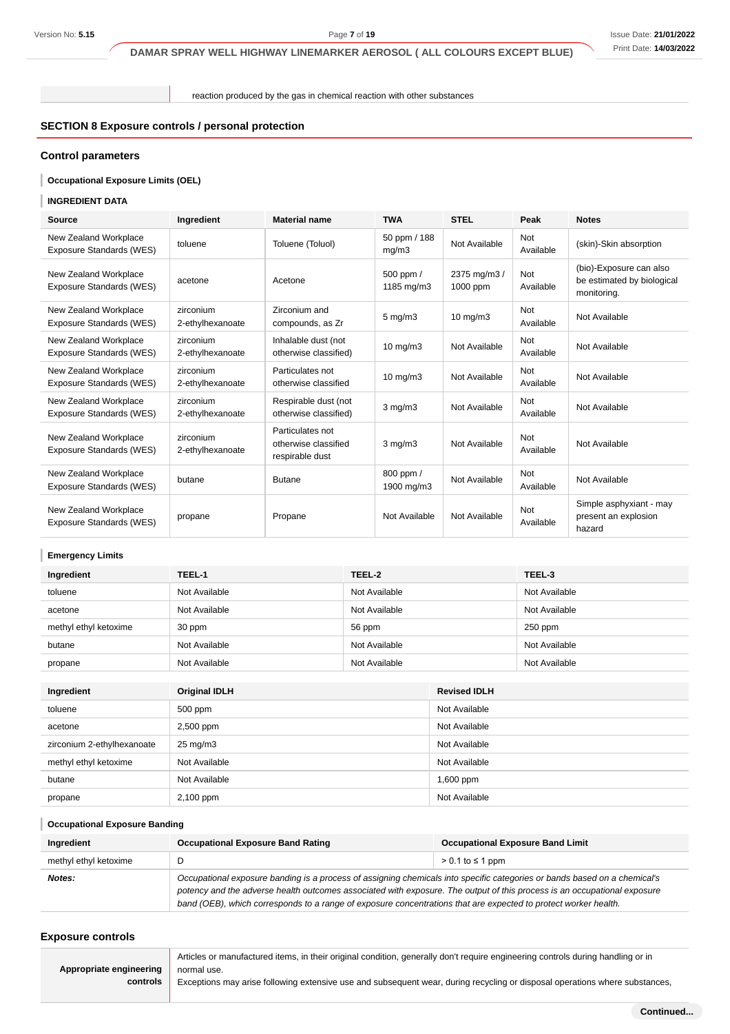| | reaction produced by the gas in chemical reaction with other substances |
|---|---|

## SECTION 8 Exposure controls / personal protection

### Control parameters

**Occupational Exposure Limits (OEL)**

**INGREDIENT DATA**

| Source | Ingredient | Material name | TWA | STEL | Peak | Notes |
|---|---|---|---|---|---|---|
| New Zealand Workplace Exposure Standards (WES) | toluene | Toluene (Toluol) | 50 ppm / 188 mg/m3 | Not Available | Not Available | (skin)-Skin absorption |
| New Zealand Workplace Exposure Standards (WES) | acetone | Acetone | 500 ppm / 1185 mg/m3 | 2375 mg/m3 / 1000 ppm | Not Available | (bio)-Exposure can also be estimated by biological monitoring. |
| New Zealand Workplace Exposure Standards (WES) | zirconium 2-ethylhexanoate | Zirconium and compounds, as Zr | 5 mg/m3 | 10 mg/m3 | Not Available | Not Available |
| New Zealand Workplace Exposure Standards (WES) | zirconium 2-ethylhexanoate | Inhalable dust (not otherwise classified) | 10 mg/m3 | Not Available | Not Available | Not Available |
| New Zealand Workplace Exposure Standards (WES) | zirconium 2-ethylhexanoate | Particulates not otherwise classified | 10 mg/m3 | Not Available | Not Available | Not Available |
| New Zealand Workplace Exposure Standards (WES) | zirconium 2-ethylhexanoate | Respirable dust (not otherwise classified) | 3 mg/m3 | Not Available | Not Available | Not Available |
| New Zealand Workplace Exposure Standards (WES) | zirconium 2-ethylhexanoate | Particulates not otherwise classified respirable dust | 3 mg/m3 | Not Available | Not Available | Not Available |
| New Zealand Workplace Exposure Standards (WES) | butane | Butane | 800 ppm / 1900 mg/m3 | Not Available | Not Available | Not Available |
| New Zealand Workplace Exposure Standards (WES) | propane | Propane | Not Available | Not Available | Not Available | Simple asphyxiant - may present an explosion hazard |

**Emergency Limits**

| Ingredient | TEEL-1 | TEEL-2 | TEEL-3 |
|---|---|---|---|
| toluene | Not Available | Not Available | Not Available |
| acetone | Not Available | Not Available | Not Available |
| methyl ethyl ketoxime | 30 ppm | 56 ppm | 250 ppm |
| butane | Not Available | Not Available | Not Available |
| propane | Not Available | Not Available | Not Available |

| Ingredient | Original IDLH | Revised IDLH |
|---|---|---|
| toluene | 500 ppm | Not Available |
| acetone | 2,500 ppm | Not Available |
| zirconium 2-ethylhexanoate | 25 mg/m3 | Not Available |
| methyl ethyl ketoxime | Not Available | Not Available |
| butane | Not Available | 1,600 ppm |
| propane | 2,100 ppm | Not Available |

**Occupational Exposure Banding**

| Ingredient | Occupational Exposure Band Rating | Occupational Exposure Band Limit |
|---|---|---|
| methyl ethyl ketoxime | D | > 0.1 to ≤ 1 ppm |
| ***Notes:*** | *Occupational exposure banding is a process of assigning chemicals into specific categories or bands based on a chemical's potency and the adverse health outcomes associated with exposure. The output of this process is an occupational exposure band (OEB), which corresponds to a range of exposure concentrations that are expected to protect worker health.* | |

### Exposure controls

| | |
|---|---|
| **Appropriate engineering controls** | Articles or manufactured items, in their original condition, generally don't require engineering controls during handling or in normal use.<br>Exceptions may arise following extensive use and subsequent wear, during recycling or disposal operations where substances, |

**Continued...**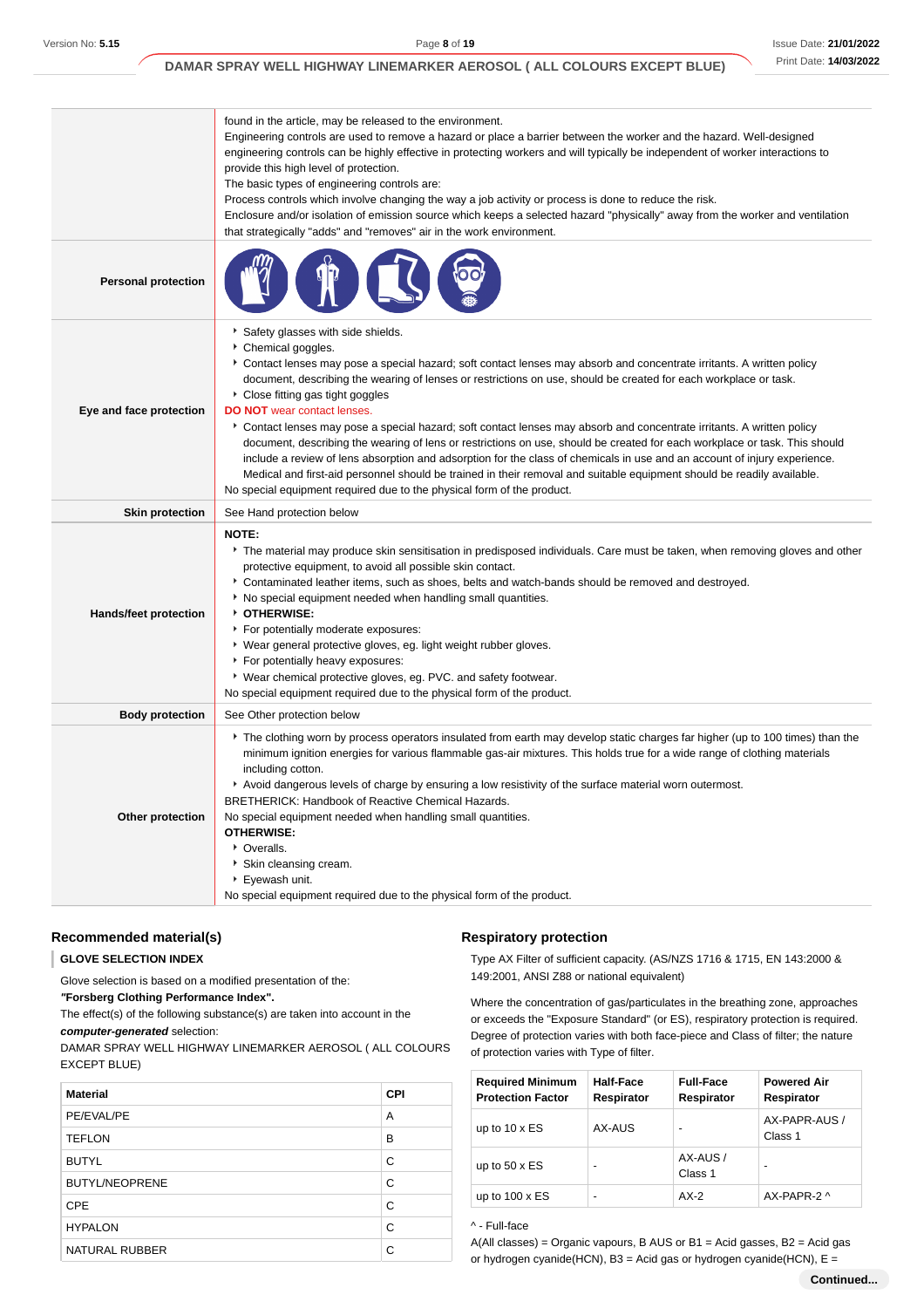| | |
|---|---|
| | found in the article, may be released to the environment.<br>Engineering controls are used to remove a hazard or place a barrier between the worker and the hazard. Well-designed engineering controls can be highly effective in protecting workers and will typically be independent of worker interactions to provide this high level of protection.<br>The basic types of engineering controls are:<br>Process controls which involve changing the way a job activity or process is done to reduce the risk.<br>Enclosure and/or isolation of emission source which keeps a selected hazard "physically" away from the worker and ventilation that strategically "adds" and "removes" air in the work environment. |
| **Personal protection** | |
| **Eye and face protection** | ‣ Safety glasses with side shields.<br>‣ Chemical goggles.<br>‣ Contact lenses may pose a special hazard; soft contact lenses may absorb and concentrate irritants. A written policy document, describing the wearing of lenses or restrictions on use, should be created for each workplace or task.<br>‣ Close fitting gas tight goggles<br>**DO NOT** wear contact lenses.<br>‣ Contact lenses may pose a special hazard; soft contact lenses may absorb and concentrate irritants. A written policy document, describing the wearing of lens or restrictions on use, should be created for each workplace or task. This should include a review of lens absorption and adsorption for the class of chemicals in use and an account of injury experience. Medical and first-aid personnel should be trained in their removal and suitable equipment should be readily available.<br>No special equipment required due to the physical form of the product. |
| **Skin protection** | See Hand protection below |
| **Hands/feet protection** | **NOTE:**<br>‣ The material may produce skin sensitisation in predisposed individuals. Care must be taken, when removing gloves and other protective equipment, to avoid all possible skin contact.<br>‣ Contaminated leather items, such as shoes, belts and watch-bands should be removed and destroyed.<br>‣ No special equipment needed when handling small quantities.<br>‣ **OTHERWISE:**<br>‣ For potentially moderate exposures:<br>‣ Wear general protective gloves, eg. light weight rubber gloves.<br>‣ For potentially heavy exposures:<br>‣ Wear chemical protective gloves, eg. PVC. and safety footwear.<br>No special equipment required due to the physical form of the product. |
| **Body protection** | See Other protection below |
| **Other protection** | ‣ The clothing worn by process operators insulated from earth may develop static charges far higher (up to 100 times) than the minimum ignition energies for various flammable gas-air mixtures. This holds true for a wide range of clothing materials including cotton.<br>‣ Avoid dangerous levels of charge by ensuring a low resistivity of the surface material worn outermost.<br>BRETHERICK: Handbook of Reactive Chemical Hazards.<br>No special equipment needed when handling small quantities.<br>**OTHERWISE:**<br>‣ Overalls.<br>‣ Skin cleansing cream.<br>‣ Eyewash unit.<br>No special equipment required due to the physical form of the product. |

## Recommended material(s)

**GLOVE SELECTION INDEX**

Glove selection is based on a modified presentation of the:
***"Forsberg Clothing Performance Index".***
The effect(s) of the following substance(s) are taken into account in the ***computer-generated*** selection:
DAMAR SPRAY WELL HIGHWAY LINEMARKER AEROSOL ( ALL COLOURS EXCEPT BLUE)

| Material | CPI |
|---|---|
| PE/EVAL/PE | A |
| TEFLON | B |
| BUTYL | C |
| BUTYL/NEOPRENE | C |
| CPE | C |
| HYPALON | C |
| NATURAL RUBBER | C |

## Respiratory protection

Type AX Filter of sufficient capacity. (AS/NZS 1716 & 1715, EN 143:2000 & 149:2001, ANSI Z88 or national equivalent)

Where the concentration of gas/particulates in the breathing zone, approaches or exceeds the "Exposure Standard" (or ES), respiratory protection is required. Degree of protection varies with both face-piece and Class of filter; the nature of protection varies with Type of filter.

| Required Minimum Protection Factor | Half-Face Respirator | Full-Face Respirator | Powered Air Respirator |
|---|---|---|---|
| up to 10 x ES | AX-AUS | - | AX-PAPR-AUS / Class 1 |
| up to 50 x ES | - | AX-AUS / Class 1 | - |
| up to 100 x ES | - | AX-2 | AX-PAPR-2 ^ |

^ - Full-face
A(All classes) = Organic vapours, B AUS or B1 = Acid gasses, B2 = Acid gas or hydrogen cyanide(HCN), B3 = Acid gas or hydrogen cyanide(HCN), E =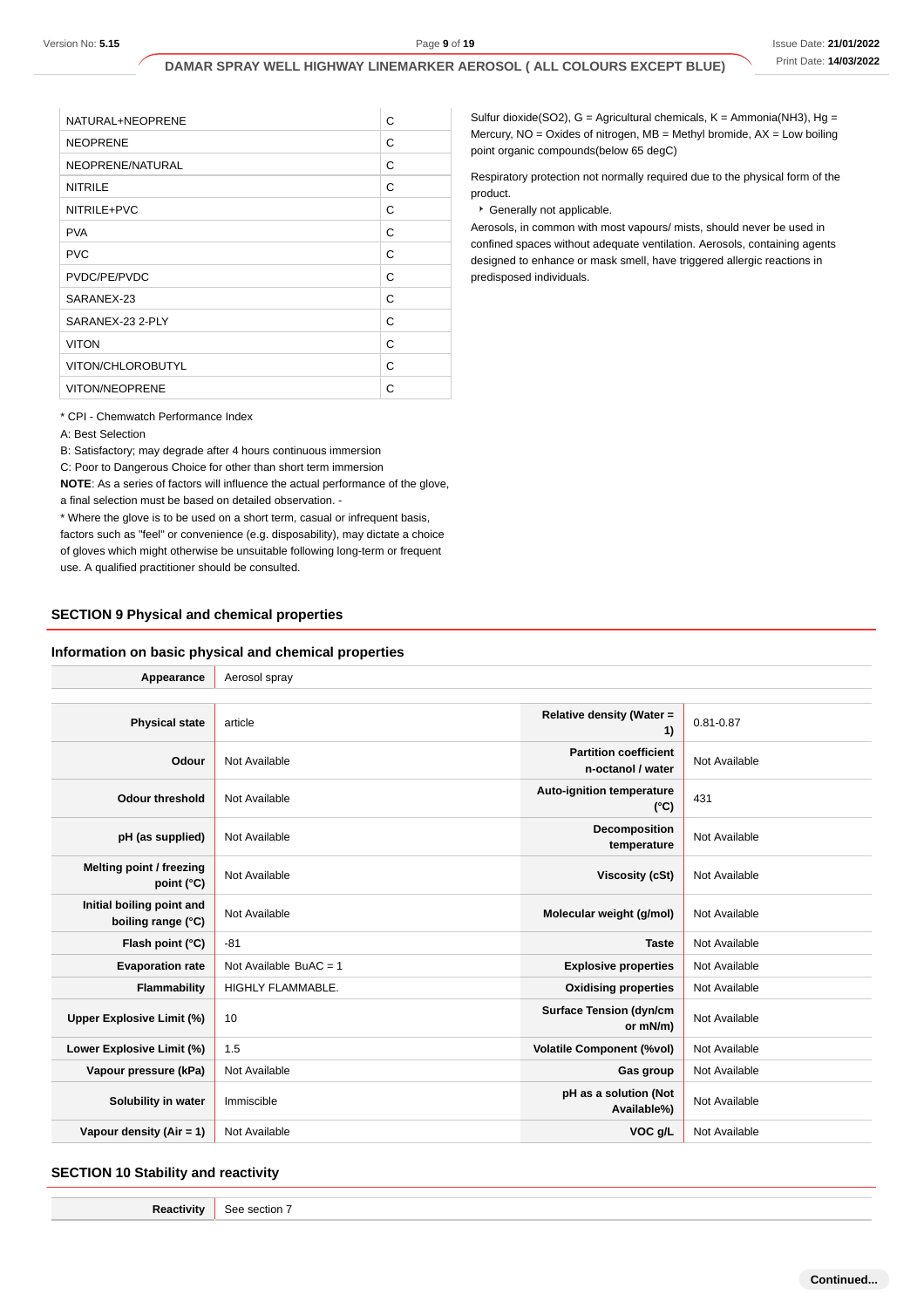| | |
|---|---|
| NATURAL+NEOPRENE | C |
| NEOPRENE | C |
| NEOPRENE/NATURAL | C |
| NITRILE | C |
| NITRILE+PVC | C |
| PVA | C |
| PVC | C |
| PVDC/PE/PVDC | C |
| SARANEX-23 | C |
| SARANEX-23 2-PLY | C |
| VITON | C |
| VITON/CHLOROBUTYL | C |
| VITON/NEOPRENE | C |

* CPI - Chemwatch Performance Index

A: Best Selection

B: Satisfactory; may degrade after 4 hours continuous immersion

C: Poor to Dangerous Choice for other than short term immersion

**NOTE**: As a series of factors will influence the actual performance of the glove, a final selection must be based on detailed observation. -

* Where the glove is to be used on a short term, casual or infrequent basis, factors such as "feel" or convenience (e.g. disposability), may dictate a choice of gloves which might otherwise be unsuitable following long-term or frequent use. A qualified practitioner should be consulted.

Sulfur dioxide($SO_2$), G = Agricultural chemicals, K = Ammonia($NH_3$), Hg = Mercury, NO = Oxides of nitrogen, MB = Methyl bromide, AX = Low boiling point organic compounds(below 65 degC)

Respiratory protection not normally required due to the physical form of the product.

- Generally not applicable.

Aerosols, in common with most vapours/ mists, should never be used in confined spaces without adequate ventilation. Aerosols, containing agents designed to enhance or mask smell, have triggered allergic reactions in predisposed individuals.

## SECTION 9 Physical and chemical properties

### Information on basic physical and chemical properties

| | | | |
|---|---|---|---|
| **Appearance** | Aerosol spray | | |
| **Physical state** | article | **Relative density (Water = 1)** | 0.81-0.87 |
| **Odour** | Not Available | **Partition coefficient n-octanol / water** | Not Available |
| **Odour threshold** | Not Available | **Auto-ignition temperature (°C)** | 431 |
| **pH (as supplied)** | Not Available | **Decomposition temperature** | Not Available |
| **Melting point / freezing point (°C)** | Not Available | **Viscosity (cSt)** | Not Available |
| **Initial boiling point and boiling range (°C)** | Not Available | **Molecular weight (g/mol)** | Not Available |
| **Flash point (°C)** | -81 | **Taste** | Not Available |
| **Evaporation rate** | Not Available BuAC = 1 | **Explosive properties** | Not Available |
| **Flammability** | HIGHLY FLAMMABLE. | **Oxidising properties** | Not Available |
| **Upper Explosive Limit (%)** | 10 | **Surface Tension (dyn/cm or mN/m)** | Not Available |
| **Lower Explosive Limit (%)** | 1.5 | **Volatile Component (%vol)** | Not Available |
| **Vapour pressure (kPa)** | Not Available | **Gas group** | Not Available |
| **Solubility in water** | Immiscible | **pH as a solution (Not Available%)** | Not Available |
| **Vapour density (Air = 1)** | Not Available | **VOC g/L** | Not Available |

## SECTION 10 Stability and reactivity

| | |
|---|---|
| **Reactivity** | See section 7 |

Continued...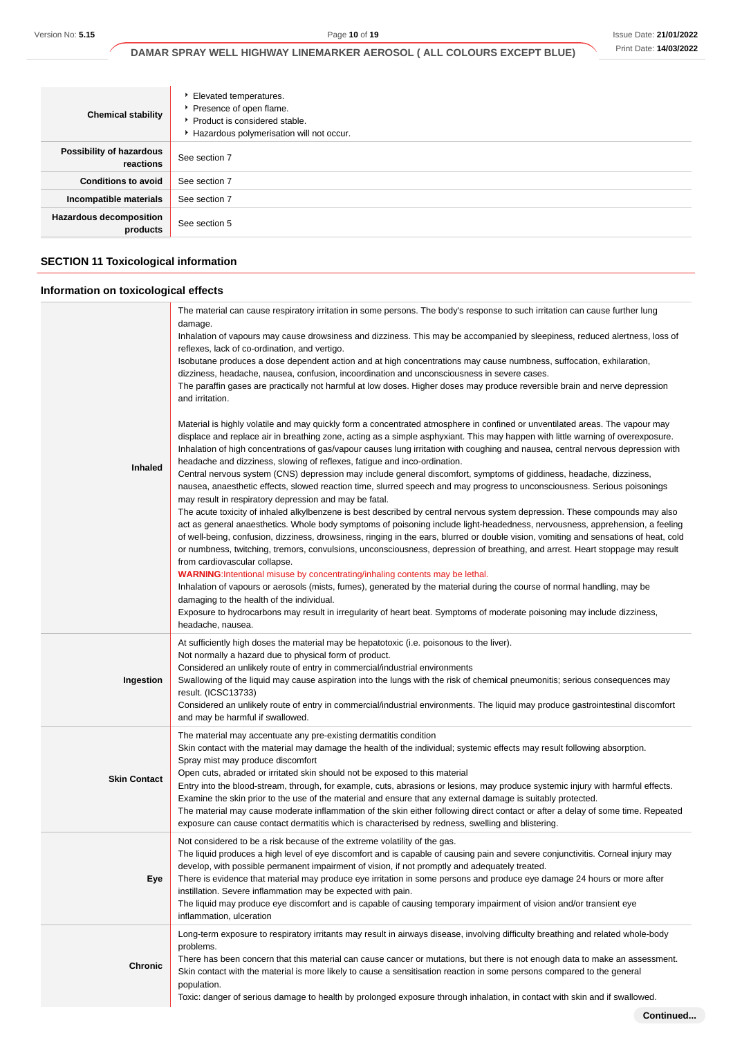| | |
|---|---|
| **Chemical stability** | ‣ Elevated temperatures.<br>‣ Presence of open flame.<br>‣ Product is considered stable.<br>‣ Hazardous polymerisation will not occur. |
| **Possibility of hazardous reactions** | See section 7 |
| **Conditions to avoid** | See section 7 |
| **Incompatible materials** | See section 7 |
| **Hazardous decomposition products** | See section 5 |

## SECTION 11 Toxicological information

### Information on toxicological effects

| | |
|---|---|
| **Inhaled** | The material can cause respiratory irritation in some persons. The body's response to such irritation can cause further lung damage.<br>Inhalation of vapours may cause drowsiness and dizziness. This may be accompanied by sleepiness, reduced alertness, loss of reflexes, lack of co-ordination, and vertigo.<br>Isobutane produces a dose dependent action and at high concentrations may cause numbness, suffocation, exhilaration, dizziness, headache, nausea, confusion, incoordination and unconsciousness in severe cases.<br>The paraffin gases are practically not harmful at low doses. Higher doses may produce reversible brain and nerve depression and irritation.<br><br>Material is highly volatile and may quickly form a concentrated atmosphere in confined or unventilated areas. The vapour may displace and replace air in breathing zone, acting as a simple asphyxiant. This may happen with little warning of overexposure.<br>Inhalation of high concentrations of gas/vapour causes lung irritation with coughing and nausea, central nervous depression with headache and dizziness, slowing of reflexes, fatigue and inco-ordination.<br>Central nervous system (CNS) depression may include general discomfort, symptoms of giddiness, headache, dizziness, nausea, anaesthetic effects, slowed reaction time, slurred speech and may progress to unconsciousness. Serious poisonings may result in respiratory depression and may be fatal.<br>The acute toxicity of inhaled alkylbenzene is best described by central nervous system depression. These compounds may also act as general anaesthetics. Whole body symptoms of poisoning include light-headedness, nervousness, apprehension, a feeling of well-being, confusion, dizziness, drowsiness, ringing in the ears, blurred or double vision, vomiting and sensations of heat, cold or numbness, twitching, tremors, convulsions, unconsciousness, depression of breathing, and arrest. Heart stoppage may result from cardiovascular collapse.<br>**WARNING**:Intentional misuse by concentrating/inhaling contents may be lethal.<br>Inhalation of vapours or aerosols (mists, fumes), generated by the material during the course of normal handling, may be damaging to the health of the individual.<br>Exposure to hydrocarbons may result in irregularity of heart beat. Symptoms of moderate poisoning may include dizziness, headache, nausea. |
| **Ingestion** | At sufficiently high doses the material may be hepatotoxic (i.e. poisonous to the liver).<br>Not normally a hazard due to physical form of product.<br>Considered an unlikely route of entry in commercial/industrial environments<br>Swallowing of the liquid may cause aspiration into the lungs with the risk of chemical pneumonitis; serious consequences may result. (ICSC13733)<br>Considered an unlikely route of entry in commercial/industrial environments. The liquid may produce gastrointestinal discomfort and may be harmful if swallowed. |
| **Skin Contact** | The material may accentuate any pre-existing dermatitis condition<br>Skin contact with the material may damage the health of the individual; systemic effects may result following absorption.<br>Spray mist may produce discomfort<br>Open cuts, abraded or irritated skin should not be exposed to this material<br>Entry into the blood-stream, through, for example, cuts, abrasions or lesions, may produce systemic injury with harmful effects. Examine the skin prior to the use of the material and ensure that any external damage is suitably protected.<br>The material may cause moderate inflammation of the skin either following direct contact or after a delay of some time. Repeated exposure can cause contact dermatitis which is characterised by redness, swelling and blistering. |
| **Eye** | Not considered to be a risk because of the extreme volatility of the gas.<br>The liquid produces a high level of eye discomfort and is capable of causing pain and severe conjunctivitis. Corneal injury may develop, with possible permanent impairment of vision, if not promptly and adequately treated.<br>There is evidence that material may produce eye irritation in some persons and produce eye damage 24 hours or more after instillation. Severe inflammation may be expected with pain.<br>The liquid may produce eye discomfort and is capable of causing temporary impairment of vision and/or transient eye inflammation, ulceration |
| **Chronic** | Long-term exposure to respiratory irritants may result in airways disease, involving difficulty breathing and related whole-body problems.<br>There has been concern that this material can cause cancer or mutations, but there is not enough data to make an assessment.<br>Skin contact with the material is more likely to cause a sensitisation reaction in some persons compared to the general population.<br>Toxic: danger of serious damage to health by prolonged exposure through inhalation, in contact with skin and if swallowed. |

**Continued...**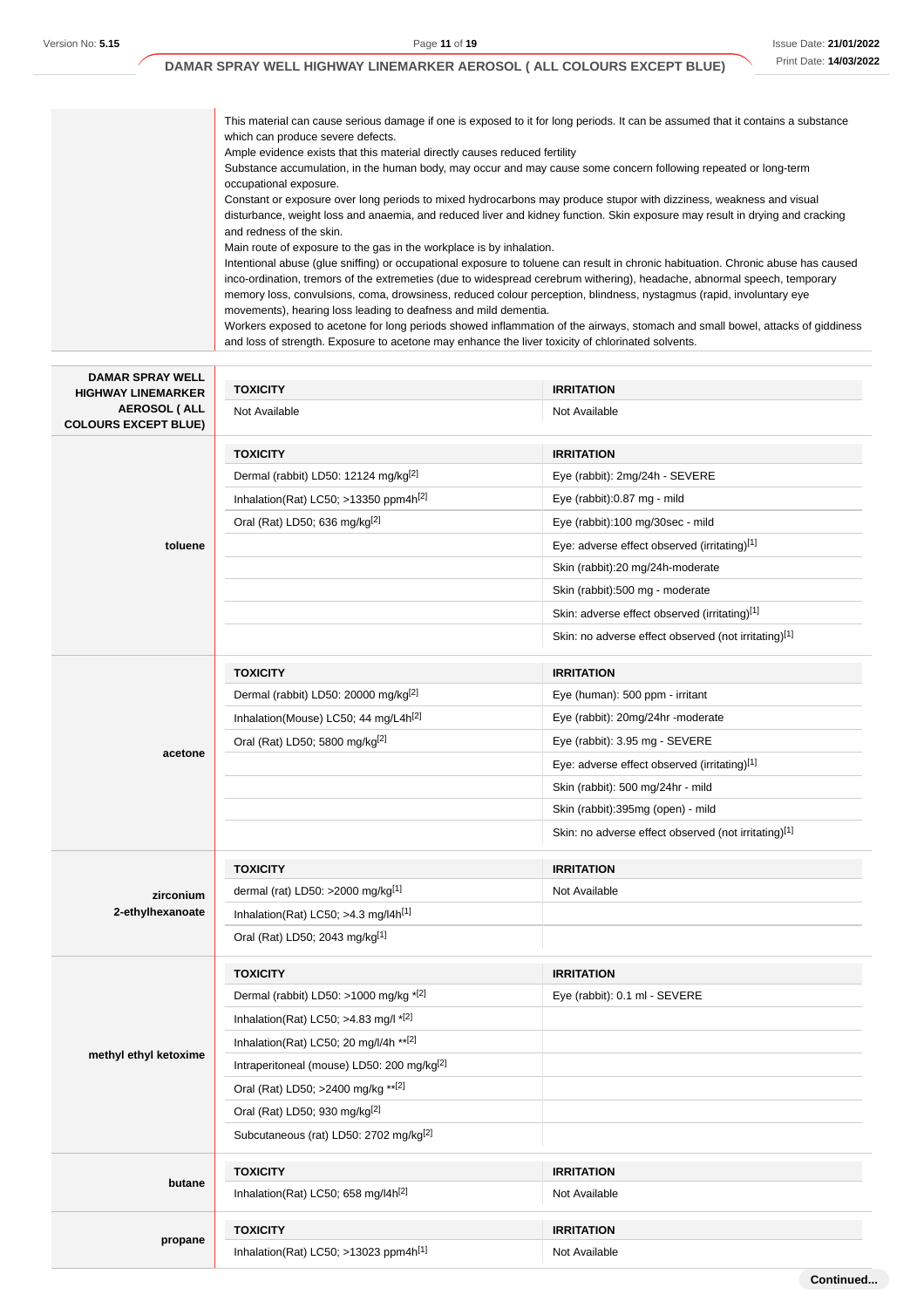This material can cause serious damage if one is exposed to it for long periods. It can be assumed that it contains a substance which can produce severe defects.
Ample evidence exists that this material directly causes reduced fertility
Substance accumulation, in the human body, may occur and may cause some concern following repeated or long-term occupational exposure.
Constant or exposure over long periods to mixed hydrocarbons may produce stupor with dizziness, weakness and visual disturbance, weight loss and anaemia, and reduced liver and kidney function. Skin exposure may result in drying and cracking and redness of the skin.
Main route of exposure to the gas in the workplace is by inhalation.
Intentional abuse (glue sniffing) or occupational exposure to toluene can result in chronic habituation. Chronic abuse has caused inco-ordination, tremors of the extremeties (due to widespread cerebrum withering), headache, abnormal speech, temporary memory loss, convulsions, coma, drowsiness, reduced colour perception, blindness, nystagmus (rapid, involuntary eye movements), hearing loss leading to deafness and mild dementia.
Workers exposed to acetone for long periods showed inflammation of the airways, stomach and small bowel, attacks of giddiness and loss of strength. Exposure to acetone may enhance the liver toxicity of chlorinated solvents.

| DAMAR SPRAY WELL HIGHWAY LINEMARKER AEROSOL ( ALL COLOURS EXCEPT BLUE) | TOXICITY | IRRITATION |
|---|---|---|
| | Not Available | Not Available |

| toluene | TOXICITY | IRRITATION |
|---|---|---|
| | Dermal (rabbit) LD50: 12124 mg/kg[2] | Eye (rabbit): 2mg/24h - SEVERE |
| | Inhalation(Rat) LC50; >13350 ppm4h[2] | Eye (rabbit):0.87 mg - mild |
| | Oral (Rat) LD50; 636 mg/kg[2] | Eye (rabbit):100 mg/30sec - mild |
| | | Eye: adverse effect observed (irritating)[1] |
| | | Skin (rabbit):20 mg/24h-moderate |
| | | Skin (rabbit):500 mg - moderate |
| | | Skin: adverse effect observed (irritating)[1] |
| | | Skin: no adverse effect observed (not irritating)[1] |

| acetone | TOXICITY | IRRITATION |
|---|---|---|
| | Dermal (rabbit) LD50: 20000 mg/kg[2] | Eye (human): 500 ppm - irritant |
| | Inhalation(Mouse) LC50; 44 mg/L4h[2] | Eye (rabbit): 20mg/24hr -moderate |
| | Oral (Rat) LD50; 5800 mg/kg[2] | Eye (rabbit): 3.95 mg - SEVERE |
| | | Eye: adverse effect observed (irritating)[1] |
| | | Skin (rabbit): 500 mg/24hr - mild |
| | | Skin (rabbit):395mg (open) - mild |
| | | Skin: no adverse effect observed (not irritating)[1] |

| zirconium 2-ethylhexanoate | TOXICITY | IRRITATION |
|---|---|---|
| | dermal (rat) LD50: >2000 mg/kg[1] | Not Available |
| | Inhalation(Rat) LC50; >4.3 mg/l4h[1] | |
| | Oral (Rat) LD50; 2043 mg/kg[1] | |

| methyl ethyl ketoxime | TOXICITY | IRRITATION |
|---|---|---|
| | Dermal (rabbit) LD50: >1000 mg/kg *[2] | Eye (rabbit): 0.1 ml - SEVERE |
| | Inhalation(Rat) LC50; >4.83 mg/l *[2] | |
| | Inhalation(Rat) LC50; 20 mg/l/4h **[2] | |
| | Intraperitoneal (mouse) LD50: 200 mg/kg[2] | |
| | Oral (Rat) LD50; >2400 mg/kg **[2] | |
| | Oral (Rat) LD50; 930 mg/kg[2] | |
| | Subcutaneous (rat) LD50: 2702 mg/kg[2] | |

| butane | TOXICITY | IRRITATION |
|---|---|---|
| | Inhalation(Rat) LC50; 658 mg/l4h[2] | Not Available |

| propane | TOXICITY | IRRITATION |
|---|---|---|
| | Inhalation(Rat) LC50; >13023 ppm4h[1] | Not Available |

Continued...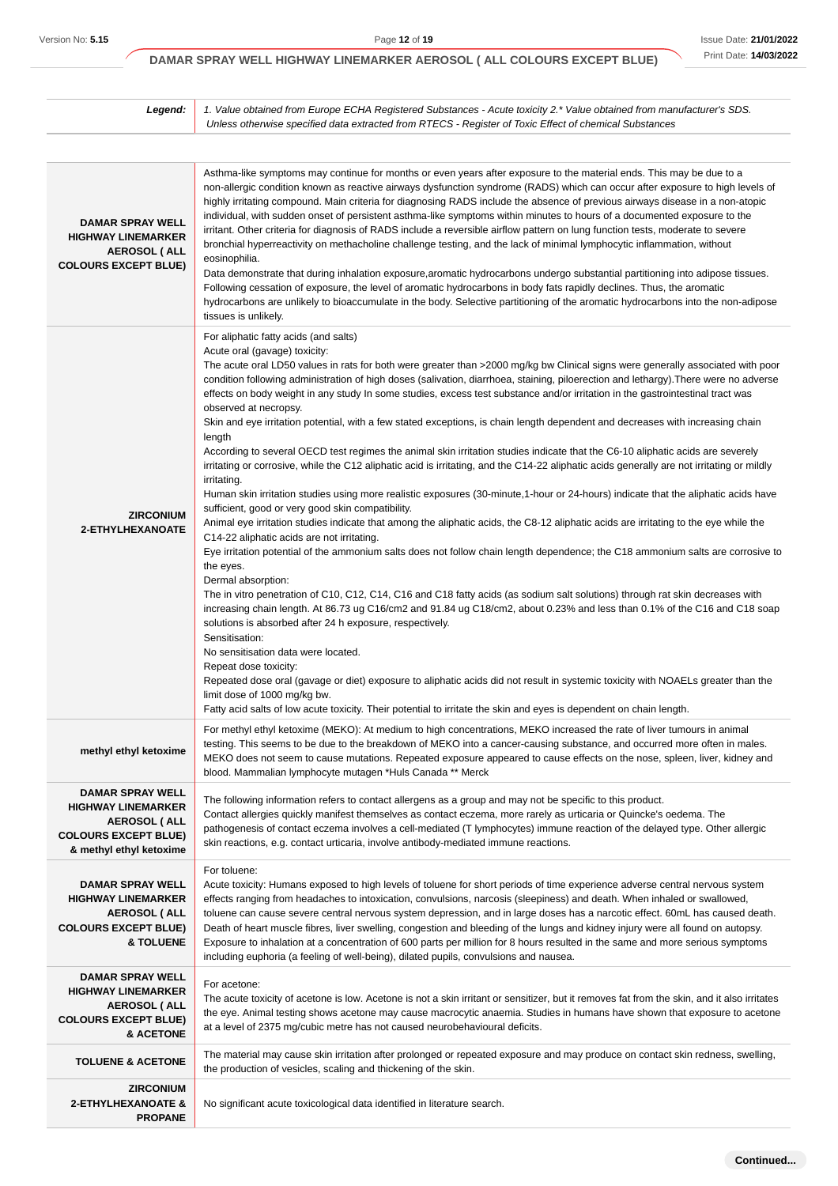| **Legend:** | *1. Value obtained from Europe ECHA Registered Substances - Acute toxicity 2.* Value obtained from manufacturer's SDS. Unless otherwise specified data extracted from RTECS - Register of Toxic Effect of chemical Substances* |
| --- | --- |

| | |
| --- | --- |
| **DAMAR SPRAY WELL HIGHWAY LINEMARKER AEROSOL ( ALL COLOURS EXCEPT BLUE)** | Asthma-like symptoms may continue for months or even years after exposure to the material ends. This may be due to a non-allergic condition known as reactive airways dysfunction syndrome (RADS) which can occur after exposure to high levels of highly irritating compound. Main criteria for diagnosing RADS include the absence of previous airways disease in a non-atopic individual, with sudden onset of persistent asthma-like symptoms within minutes to hours of a documented exposure to the irritant. Other criteria for diagnosis of RADS include a reversible airflow pattern on lung function tests, moderate to severe bronchial hyperreactivity on methacholine challenge testing, and the lack of minimal lymphocytic inflammation, without eosinophilia.<br>Data demonstrate that during inhalation exposure,aromatic hydrocarbons undergo substantial partitioning into adipose tissues. Following cessation of exposure, the level of aromatic hydrocarbons in body fats rapidly declines. Thus, the aromatic hydrocarbons are unlikely to bioaccumulate in the body. Selective partitioning of the aromatic hydrocarbons into the non-adipose tissues is unlikely. |
| **ZIRCONIUM 2-ETHYLHEXANOATE** | For aliphatic fatty acids (and salts)<br>Acute oral (gavage) toxicity:<br>The acute oral LD50 values in rats for both were greater than >2000 mg/kg bw Clinical signs were generally associated with poor condition following administration of high doses (salivation, diarrhoea, staining, piloerection and lethargy).There were no adverse effects on body weight in any study In some studies, excess test substance and/or irritation in the gastrointestinal tract was observed at necropsy.<br>Skin and eye irritation potential, with a few stated exceptions, is chain length dependent and decreases with increasing chain length<br>According to several OECD test regimes the animal skin irritation studies indicate that the C6-10 aliphatic acids are severely irritating or corrosive, while the C12 aliphatic acid is irritating, and the C14-22 aliphatic acids generally are not irritating or mildly irritating.<br>Human skin irritation studies using more realistic exposures (30-minute,1-hour or 24-hours) indicate that the aliphatic acids have sufficient, good or very good skin compatibility.<br>Animal eye irritation studies indicate that among the aliphatic acids, the C8-12 aliphatic acids are irritating to the eye while the C14-22 aliphatic acids are not irritating.<br>Eye irritation potential of the ammonium salts does not follow chain length dependence; the C18 ammonium salts are corrosive to the eyes.<br>Dermal absorption:<br>The in vitro penetration of C10, C12, C14, C16 and C18 fatty acids (as sodium salt solutions) through rat skin decreases with increasing chain length. At 86.73 ug C16/cm2 and 91.84 ug C18/cm2, about 0.23% and less than 0.1% of the C16 and C18 soap solutions is absorbed after 24 h exposure, respectively.<br>Sensitisation:<br>No sensitisation data were located.<br>Repeat dose toxicity:<br>Repeated dose oral (gavage or diet) exposure to aliphatic acids did not result in systemic toxicity with NOAELs greater than the limit dose of 1000 mg/kg bw.<br>Fatty acid salts of low acute toxicity. Their potential to irritate the skin and eyes is dependent on chain length. |
| **methyl ethyl ketoxime** | For methyl ethyl ketoxime (MEKO): At medium to high concentrations, MEKO increased the rate of liver tumours in animal testing. This seems to be due to the breakdown of MEKO into a cancer-causing substance, and occurred more often in males. MEKO does not seem to cause mutations. Repeated exposure appeared to cause effects on the nose, spleen, liver, kidney and blood. Mammalian lymphocyte mutagen *Huls Canada ** Merck |
| **DAMAR SPRAY WELL HIGHWAY LINEMARKER AEROSOL ( ALL COLOURS EXCEPT BLUE) & methyl ethyl ketoxime** | The following information refers to contact allergens as a group and may not be specific to this product.<br>Contact allergies quickly manifest themselves as contact eczema, more rarely as urticaria or Quincke's oedema. The pathogenesis of contact eczema involves a cell-mediated (T lymphocytes) immune reaction of the delayed type. Other allergic skin reactions, e.g. contact urticaria, involve antibody-mediated immune reactions. |
| **DAMAR SPRAY WELL HIGHWAY LINEMARKER AEROSOL ( ALL COLOURS EXCEPT BLUE) & TOLUENE** | For toluene:<br>Acute toxicity: Humans exposed to high levels of toluene for short periods of time experience adverse central nervous system effects ranging from headaches to intoxication, convulsions, narcosis (sleepiness) and death. When inhaled or swallowed, toluene can cause severe central nervous system depression, and in large doses has a narcotic effect. 60mL has caused death. Death of heart muscle fibres, liver swelling, congestion and bleeding of the lungs and kidney injury were all found on autopsy. Exposure to inhalation at a concentration of 600 parts per million for 8 hours resulted in the same and more serious symptoms including euphoria (a feeling of well-being), dilated pupils, convulsions and nausea. |
| **DAMAR SPRAY WELL HIGHWAY LINEMARKER AEROSOL ( ALL COLOURS EXCEPT BLUE) & ACETONE** | For acetone:<br>The acute toxicity of acetone is low. Acetone is not a skin irritant or sensitizer, but it removes fat from the skin, and it also irritates the eye. Animal testing shows acetone may cause macrocytic anaemia. Studies in humans have shown that exposure to acetone at a level of 2375 mg/cubic metre has not caused neurobehavioural deficits. |
| **TOLUENE & ACETONE** | The material may cause skin irritation after prolonged or repeated exposure and may produce on contact skin redness, swelling, the production of vesicles, scaling and thickening of the skin. |
| **ZIRCONIUM 2-ETHYLHEXANOATE & PROPANE** | No significant acute toxicological data identified in literature search. |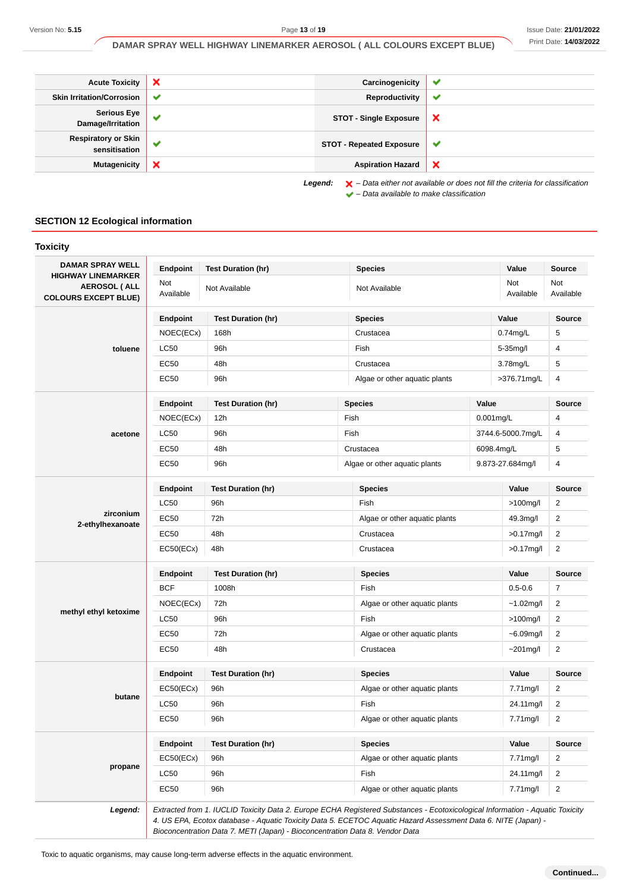| | | | |
|---|---|---|---|
| **Acute Toxicity** | ✘ | **Carcinogenicity** | ✔ |
| **Skin Irritation/Corrosion** | ✔ | **Reproductivity** | ✔ |
| **Serious Eye Damage/Irritation** | ✔ | **STOT - Single Exposure** | ✘ |
| **Respiratory or Skin sensitisation** | ✔ | **STOT - Repeated Exposure** | ✔ |
| **Mutagenicity** | ✘ | **Aspiration Hazard** | ✘ |

***Legend:*** ✘ *– Data either not available or does not fill the criteria for classification*
✔ *– Data available to make classification*

## SECTION 12 Ecological information

### Toxicity

**DAMAR SPRAY WELL HIGHWAY LINEMARKER AEROSOL ( ALL COLOURS EXCEPT BLUE)**

| Endpoint | Test Duration (hr) | Species | Value | Source |
|---|---|---|---|---|
| Not Available | Not Available | Not Available | Not Available | Not Available |

**toluene**

| Endpoint | Test Duration (hr) | Species | Value | Source |
|---|---|---|---|---|
| NOEC(ECx) | 168h | Crustacea | 0.74mg/L | 5 |
| LC50 | 96h | Fish | 5-35mg/l | 4 |
| EC50 | 48h | Crustacea | 3.78mg/L | 5 |
| EC50 | 96h | Algae or other aquatic plants | >376.71mg/L | 4 |

**acetone**

| Endpoint | Test Duration (hr) | Species | Value | Source |
|---|---|---|---|---|
| NOEC(ECx) | 12h | Fish | 0.001mg/L | 4 |
| LC50 | 96h | Fish | 3744.6-5000.7mg/L | 4 |
| EC50 | 48h | Crustacea | 6098.4mg/L | 5 |
| EC50 | 96h | Algae or other aquatic plants | 9.873-27.684mg/l | 4 |

**zirconium 2-ethylhexanoate**

| Endpoint | Test Duration (hr) | Species | Value | Source |
|---|---|---|---|---|
| LC50 | 96h | Fish | >100mg/l | 2 |
| EC50 | 72h | Algae or other aquatic plants | 49.3mg/l | 2 |
| EC50 | 48h | Crustacea | >0.17mg/l | 2 |
| EC50(ECx) | 48h | Crustacea | >0.17mg/l | 2 |

**methyl ethyl ketoxime**

| Endpoint | Test Duration (hr) | Species | Value | Source |
|---|---|---|---|---|
| BCF | 1008h | Fish | 0.5-0.6 | 7 |
| NOEC(ECx) | 72h | Algae or other aquatic plants | ~1.02mg/l | 2 |
| LC50 | 96h | Fish | >100mg/l | 2 |
| EC50 | 72h | Algae or other aquatic plants | ~6.09mg/l | 2 |
| EC50 | 48h | Crustacea | ~201mg/l | 2 |

**butane**

| Endpoint | Test Duration (hr) | Species | Value | Source |
|---|---|---|---|---|
| EC50(ECx) | 96h | Algae or other aquatic plants | 7.71mg/l | 2 |
| LC50 | 96h | Fish | 24.11mg/l | 2 |
| EC50 | 96h | Algae or other aquatic plants | 7.71mg/l | 2 |

**propane**

| Endpoint | Test Duration (hr) | Species | Value | Source |
|---|---|---|---|---|
| EC50(ECx) | 96h | Algae or other aquatic plants | 7.71mg/l | 2 |
| LC50 | 96h | Fish | 24.11mg/l | 2 |
| EC50 | 96h | Algae or other aquatic plants | 7.71mg/l | 2 |

***Legend:*** *Extracted from 1. IUCLID Toxicity Data 2. Europe ECHA Registered Substances - Ecotoxicological Information - Aquatic Toxicity 4. US EPA, Ecotox database - Aquatic Toxicity Data 5. ECETOC Aquatic Hazard Assessment Data 6. NITE (Japan) - Bioconcentration Data 7. METI (Japan) - Bioconcentration Data 8. Vendor Data*

Toxic to aquatic organisms, may cause long-term adverse effects in the aquatic environment.

**Continued...**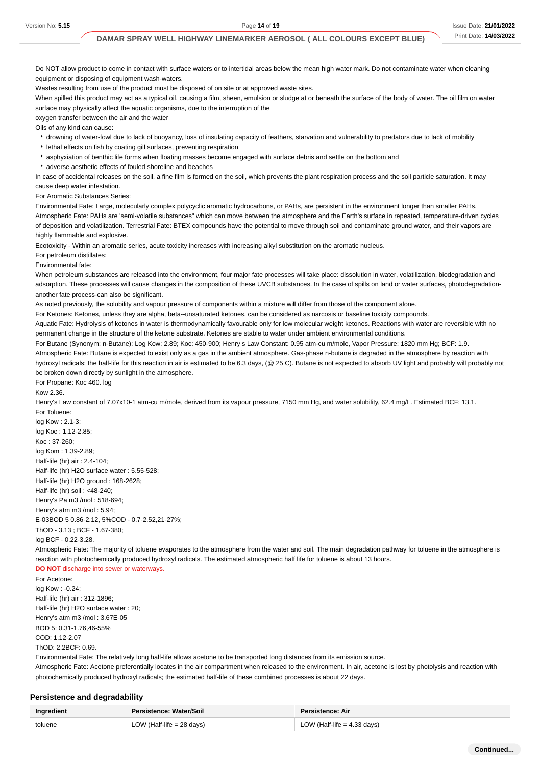Do NOT allow product to come in contact with surface waters or to intertidal areas below the mean high water mark. Do not contaminate water when cleaning equipment or disposing of equipment wash-waters.

Wastes resulting from use of the product must be disposed of on site or at approved waste sites.

When spilled this product may act as a typical oil, causing a film, sheen, emulsion or sludge at or beneath the surface of the body of water. The oil film on water surface may physically affect the aquatic organisms, due to the interruption of the oxygen transfer between the air and the water

Oils of any kind can cause:

- drowning of water-fowl due to lack of buoyancy, loss of insulating capacity of feathers, starvation and vulnerability to predators due to lack of mobility
- lethal effects on fish by coating gill surfaces, preventing respiration
- asphyxiation of benthic life forms when floating masses become engaged with surface debris and settle on the bottom and
- adverse aesthetic effects of fouled shoreline and beaches

In case of accidental releases on the soil, a fine film is formed on the soil, which prevents the plant respiration process and the soil particle saturation. It may cause deep water infestation.

For Aromatic Substances Series:

Environmental Fate: Large, molecularly complex polycyclic aromatic hydrocarbons, or PAHs, are persistent in the environment longer than smaller PAHs.

Atmospheric Fate: PAHs are 'semi-volatile substances" which can move between the atmosphere and the Earth's surface in repeated, temperature-driven cycles of deposition and volatilization. Terrestrial Fate: BTEX compounds have the potential to move through soil and contaminate ground water, and their vapors are highly flammable and explosive.

Ecotoxicity - Within an aromatic series, acute toxicity increases with increasing alkyl substitution on the aromatic nucleus.

For petroleum distillates:

Environmental fate:

When petroleum substances are released into the environment, four major fate processes will take place: dissolution in water, volatilization, biodegradation and adsorption. These processes will cause changes in the composition of these UVCB substances. In the case of spills on land or water surfaces, photodegradation-another fate process-can also be significant.

As noted previously, the solubility and vapour pressure of components within a mixture will differ from those of the component alone.

For Ketones: Ketones, unless they are alpha, beta--unsaturated ketones, can be considered as narcosis or baseline toxicity compounds.

Aquatic Fate: Hydrolysis of ketones in water is thermodynamically favourable only for low molecular weight ketones. Reactions with water are reversible with no permanent change in the structure of the ketone substrate. Ketones are stable to water under ambient environmental conditions.

For Butane (Synonym: n-Butane): Log Kow: 2.89; Koc: 450-900; Henry s Law Constant: 0.95 atm-cu m/mole, Vapor Pressure: 1820 mm Hg; BCF: 1.9.

Atmospheric Fate: Butane is expected to exist only as a gas in the ambient atmosphere. Gas-phase n-butane is degraded in the atmosphere by reaction with hydroxyl radicals; the half-life for this reaction in air is estimated to be 6.3 days, (@ 25 C). Butane is not expected to absorb UV light and probably will probably not be broken down directly by sunlight in the atmosphere.

For Propane: Koc 460. log
Kow 2.36.

Henry's Law constant of 7.07x10-1 atm-cu m/mole, derived from its vapour pressure, 7150 mm Hg, and water solubility, 62.4 mg/L. Estimated BCF: 13.1.

For Toluene:
log Kow : 2.1-3;
log Koc : 1.12-2.85;
Koc : 37-260;
log Kom : 1.39-2.89;
Half-life (hr) air : 2.4-104;
Half-life (hr) H2O surface water : 5.55-528;
Half-life (hr) H2O ground : 168-2628;
Half-life (hr) soil : <48-240;
Henry's Pa m3 /mol : 518-694;
Henry's atm m3 /mol : 5.94;
E-03BOD 5 0.86-2.12, 5%COD - 0.7-2.52,21-27%;
ThOD - 3.13 ; BCF - 1.67-380;
log BCF - 0.22-3.28.

Atmospheric Fate: The majority of toluene evaporates to the atmosphere from the water and soil. The main degradation pathway for toluene in the atmosphere is reaction with photochemically produced hydroxyl radicals. The estimated atmospheric half life for toluene is about 13 hours.

**DO NOT** discharge into sewer or waterways.

For Acetone:
log Kow : -0.24;
Half-life (hr) air : 312-1896;
Half-life (hr) H2O surface water : 20;
Henry's atm m3 /mol : 3.67E-05
BOD 5: 0.31-1.76,46-55%
COD: 1.12-2.07
ThOD: 2.2BCF: 0.69.

Environmental Fate: The relatively long half-life allows acetone to be transported long distances from its emission source.

Atmospheric Fate: Acetone preferentially locates in the air compartment when released to the environment. In air, acetone is lost by photolysis and reaction with photochemically produced hydroxyl radicals; the estimated half-life of these combined processes is about 22 days.

## Persistence and degradability

| Ingredient | Persistence: Water/Soil | Persistence: Air |
|---|---|---|
| toluene | LOW (Half-life = 28 days) | LOW (Half-life = 4.33 days) |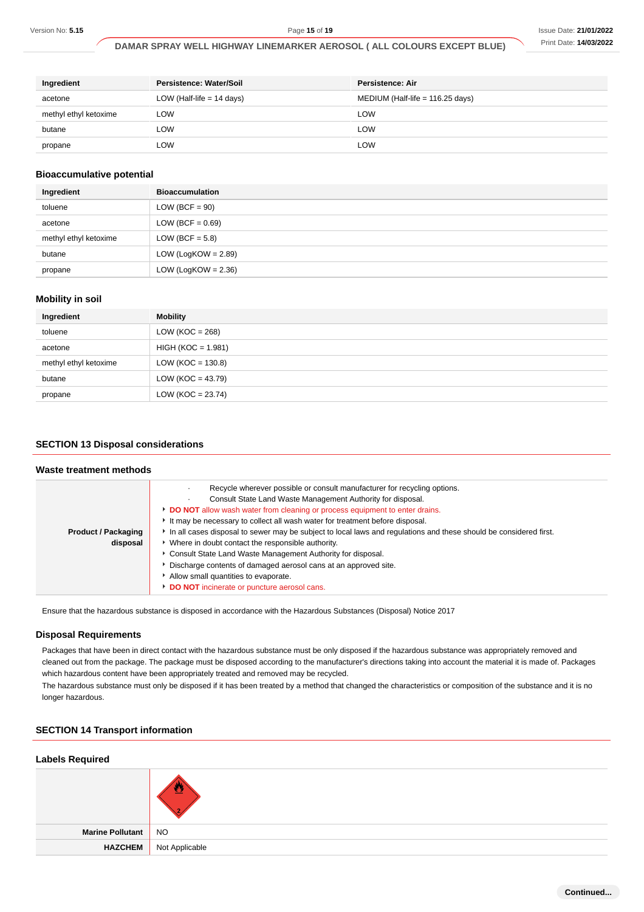| Ingredient | Persistence: Water/Soil | Persistence: Air |
| --- | --- | --- |
| acetone | LOW (Half-life = 14 days) | MEDIUM (Half-life = 116.25 days) |
| methyl ethyl ketoxime | LOW | LOW |
| butane | LOW | LOW |
| propane | LOW | LOW |

### Bioaccumulative potential

| Ingredient | Bioaccumulation |
| --- | --- |
| toluene | LOW (BCF = 90) |
| acetone | LOW (BCF = 0.69) |
| methyl ethyl ketoxime | LOW (BCF = 5.8) |
| butane | LOW (LogKOW = 2.89) |
| propane | LOW (LogKOW = 2.36) |

### Mobility in soil

| Ingredient | Mobility |
| --- | --- |
| toluene | LOW (KOC = 268) |
| acetone | HIGH (KOC = 1.981) |
| methyl ethyl ketoxime | LOW (KOC = 130.8) |
| butane | LOW (KOC = 43.79) |
| propane | LOW (KOC = 23.74) |

## SECTION 13 Disposal considerations

### Waste treatment methods

| | |
| --- | --- |
| **Product / Packaging disposal** | · Recycle wherever possible or consult manufacturer for recycling options.<br>· Consult State Land Waste Management Authority for disposal.<br>▸ **DO NOT** allow wash water from cleaning or process equipment to enter drains.<br>▸ It may be necessary to collect all wash water for treatment before disposal.<br>▸ In all cases disposal to sewer may be subject to local laws and regulations and these should be considered first.<br>▸ Where in doubt contact the responsible authority.<br>▸ Consult State Land Waste Management Authority for disposal.<br>▸ Discharge contents of damaged aerosol cans at an approved site.<br>▸ Allow small quantities to evaporate.<br>▸ **DO NOT** incinerate or puncture aerosol cans. |

Ensure that the hazardous substance is disposed in accordance with the Hazardous Substances (Disposal) Notice 2017

### Disposal Requirements

Packages that have been in direct contact with the hazardous substance must be only disposed if the hazardous substance was appropriately removed and cleaned out from the package. The package must be disposed according to the manufacturer's directions taking into account the material it is made of. Packages which hazardous content have been appropriately treated and removed may be recycled.

The hazardous substance must only be disposed if it has been treated by a method that changed the characteristics or composition of the substance and it is no longer hazardous.

## SECTION 14 Transport information

### Labels Required

| | |
| --- | --- |
| | |
| **Marine Pollutant** | NO |
| **HAZCHEM** | Not Applicable |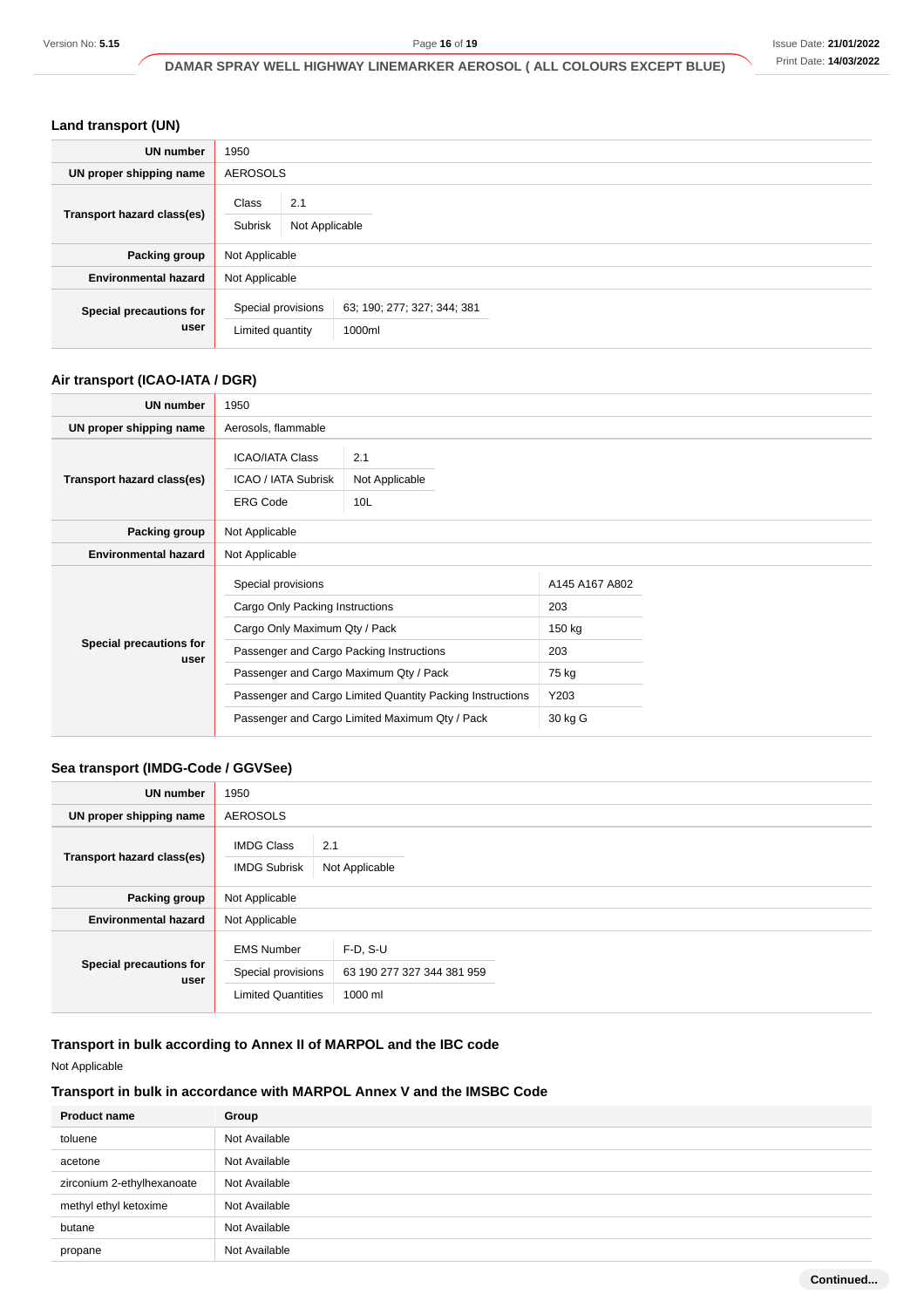### Land transport (UN)

| | |
|---|---|
| **UN number** | 1950 |
| **UN proper shipping name** | AEROSOLS |
| **Transport hazard class(es)** | Class: 2.1<br>Subrisk: Not Applicable |
| **Packing group** | Not Applicable |
| **Environmental hazard** | Not Applicable |
| **Special precautions for user** | Special provisions: 63; 190; 277; 327; 344; 381<br>Limited quantity: 1000ml |

### Air transport (ICAO-IATA / DGR)

| | |
|---|---|
| **UN number** | 1950 |
| **UN proper shipping name** | Aerosols, flammable |
| **Transport hazard class(es)** | ICAO/IATA Class: 2.1<br>ICAO / IATA Subrisk: Not Applicable<br>ERG Code: 10L |
| **Packing group** | Not Applicable |
| **Environmental hazard** | Not Applicable |
| **Special precautions for user** | Special provisions: A145 A167 A802<br>Cargo Only Packing Instructions: 203<br>Cargo Only Maximum Qty / Pack: 150 kg<br>Passenger and Cargo Packing Instructions: 203<br>Passenger and Cargo Maximum Qty / Pack: 75 kg<br>Passenger and Cargo Limited Quantity Packing Instructions: Y203<br>Passenger and Cargo Limited Maximum Qty / Pack: 30 kg G |

### Sea transport (IMDG-Code / GGVSee)

| | |
|---|---|
| **UN number** | 1950 |
| **UN proper shipping name** | AEROSOLS |
| **Transport hazard class(es)** | IMDG Class: 2.1<br>IMDG Subrisk: Not Applicable |
| **Packing group** | Not Applicable |
| **Environmental hazard** | Not Applicable |
| **Special precautions for user** | EMS Number: F-D, S-U<br>Special provisions: 63 190 277 327 344 381 959<br>Limited Quantities: 1000 ml |

### Transport in bulk according to Annex II of MARPOL and the IBC code

Not Applicable

### Transport in bulk in accordance with MARPOL Annex V and the IMSBC Code

| Product name | Group |
|---|---|
| toluene | Not Available |
| acetone | Not Available |
| zirconium 2-ethylhexanoate | Not Available |
| methyl ethyl ketoxime | Not Available |
| butane | Not Available |
| propane | Not Available |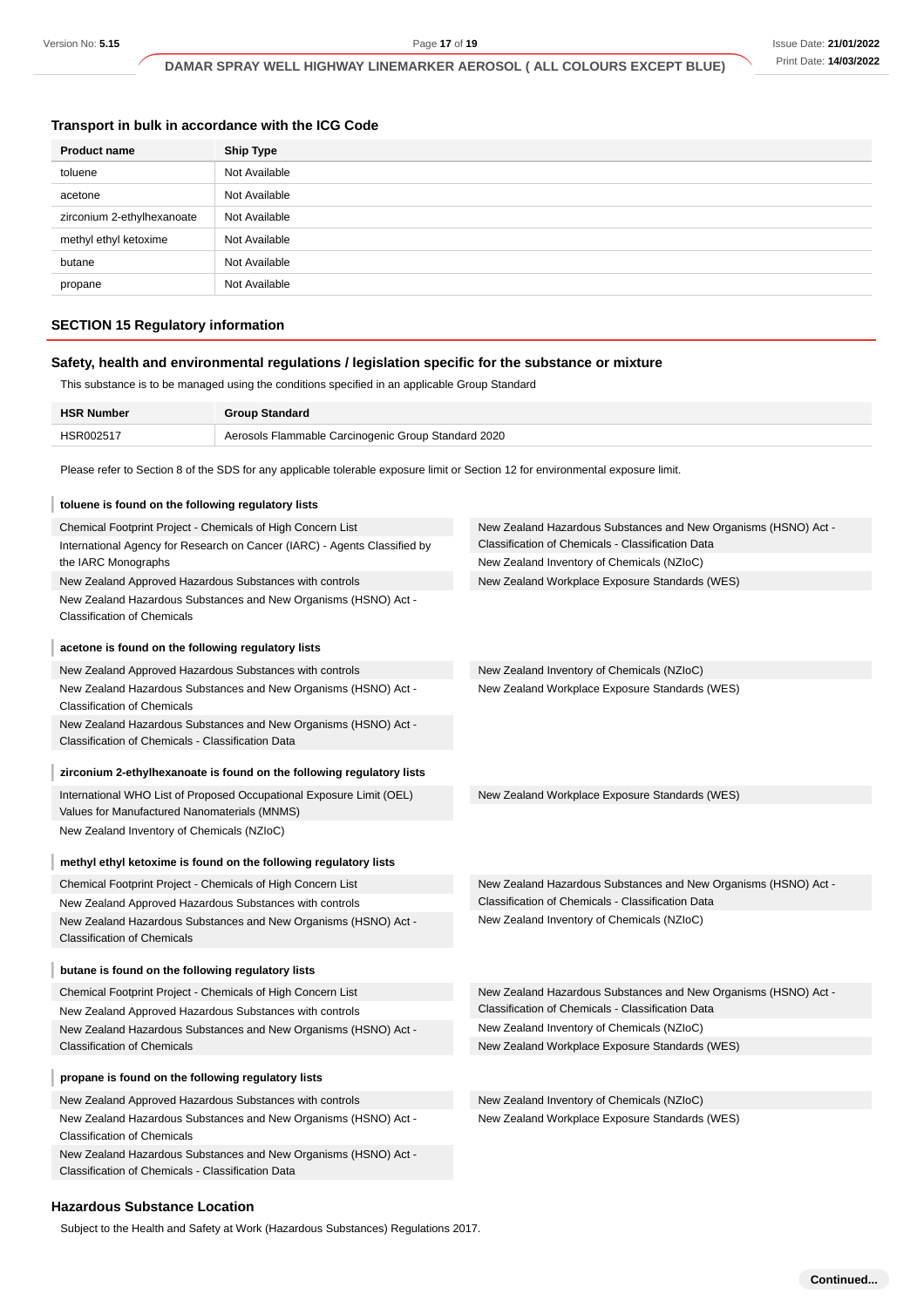### Transport in bulk in accordance with the ICG Code

| Product name | Ship Type |
|---|---|
| toluene | Not Available |
| acetone | Not Available |
| zirconium 2-ethylhexanoate | Not Available |
| methyl ethyl ketoxime | Not Available |
| butane | Not Available |
| propane | Not Available |

## SECTION 15 Regulatory information

### Safety, health and environmental regulations / legislation specific for the substance or mixture

This substance is to be managed using the conditions specified in an applicable Group Standard

| HSR Number | Group Standard |
|---|---|
| HSR002517 | Aerosols Flammable Carcinogenic Group Standard 2020 |

Please refer to Section 8 of the SDS for any applicable tolerable exposure limit or Section 12 for environmental exposure limit.

**toluene is found on the following regulatory lists**

- Chemical Footprint Project - Chemicals of High Concern List
- International Agency for Research on Cancer (IARC) - Agents Classified by the IARC Monographs
- New Zealand Approved Hazardous Substances with controls
- New Zealand Hazardous Substances and New Organisms (HSNO) Act - Classification of Chemicals
- New Zealand Hazardous Substances and New Organisms (HSNO) Act - Classification of Chemicals - Classification Data
- New Zealand Inventory of Chemicals (NZIoC)
- New Zealand Workplace Exposure Standards (WES)

**acetone is found on the following regulatory lists**

- New Zealand Approved Hazardous Substances with controls
- New Zealand Hazardous Substances and New Organisms (HSNO) Act - Classification of Chemicals
- New Zealand Hazardous Substances and New Organisms (HSNO) Act - Classification of Chemicals - Classification Data
- New Zealand Inventory of Chemicals (NZIoC)
- New Zealand Workplace Exposure Standards (WES)

**zirconium 2-ethylhexanoate is found on the following regulatory lists**

- International WHO List of Proposed Occupational Exposure Limit (OEL) Values for Manufactured Nanomaterials (MNMS)
- New Zealand Inventory of Chemicals (NZIoC)
- New Zealand Workplace Exposure Standards (WES)

**methyl ethyl ketoxime is found on the following regulatory lists**

- Chemical Footprint Project - Chemicals of High Concern List
- New Zealand Approved Hazardous Substances with controls
- New Zealand Hazardous Substances and New Organisms (HSNO) Act - Classification of Chemicals
- New Zealand Hazardous Substances and New Organisms (HSNO) Act - Classification of Chemicals - Classification Data
- New Zealand Inventory of Chemicals (NZIoC)

**butane is found on the following regulatory lists**

- Chemical Footprint Project - Chemicals of High Concern List
- New Zealand Approved Hazardous Substances with controls
- New Zealand Hazardous Substances and New Organisms (HSNO) Act - Classification of Chemicals
- New Zealand Hazardous Substances and New Organisms (HSNO) Act - Classification of Chemicals - Classification Data
- New Zealand Inventory of Chemicals (NZIoC)
- New Zealand Workplace Exposure Standards (WES)

**propane is found on the following regulatory lists**

- New Zealand Approved Hazardous Substances with controls
- New Zealand Hazardous Substances and New Organisms (HSNO) Act - Classification of Chemicals
- New Zealand Hazardous Substances and New Organisms (HSNO) Act - Classification of Chemicals - Classification Data
- New Zealand Inventory of Chemicals (NZIoC)
- New Zealand Workplace Exposure Standards (WES)

### Hazardous Substance Location

Subject to the Health and Safety at Work (Hazardous Substances) Regulations 2017.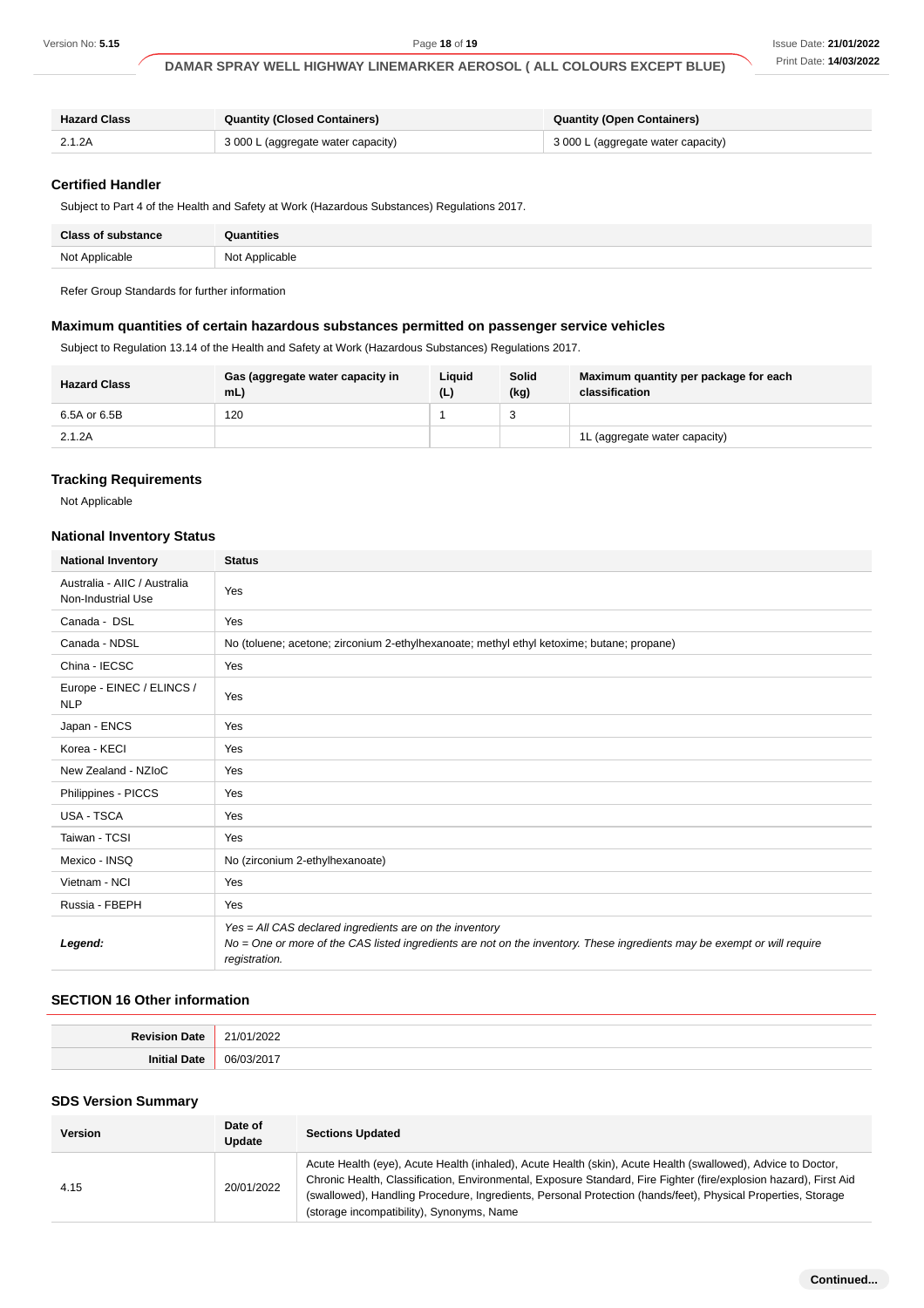| Hazard Class | Quantity (Closed Containers) | Quantity (Open Containers) |
|---|---|---|
| 2.1.2A | 3 000 L (aggregate water capacity) | 3 000 L (aggregate water capacity) |

### Certified Handler

Subject to Part 4 of the Health and Safety at Work (Hazardous Substances) Regulations 2017.

| Class of substance | Quantities |
|---|---|
| Not Applicable | Not Applicable |

Refer Group Standards for further information

### Maximum quantities of certain hazardous substances permitted on passenger service vehicles

Subject to Regulation 13.14 of the Health and Safety at Work (Hazardous Substances) Regulations 2017.

| Hazard Class | Gas (aggregate water capacity in mL) | Liquid (L) | Solid (kg) | Maximum quantity per package for each classification |
|---|---|---|---|---|
| 6.5A or 6.5B | 120 | 1 | 3 | |
| 2.1.2A | | | | 1L (aggregate water capacity) |

### Tracking Requirements

Not Applicable

### National Inventory Status

| National Inventory | Status |
|---|---|
| Australia - AIIC / Australia Non-Industrial Use | Yes |
| Canada - DSL | Yes |
| Canada - NDSL | No (toluene; acetone; zirconium 2-ethylhexanoate; methyl ethyl ketoxime; butane; propane) |
| China - IECSC | Yes |
| Europe - EINEC / ELINCS / NLP | Yes |
| Japan - ENCS | Yes |
| Korea - KECI | Yes |
| New Zealand - NZIoC | Yes |
| Philippines - PICCS | Yes |
| USA - TSCA | Yes |
| Taiwan - TCSI | Yes |
| Mexico - INSQ | No (zirconium 2-ethylhexanoate) |
| Vietnam - NCI | Yes |
| Russia - FBEPH | Yes |
| ***Legend:*** | *Yes = All CAS declared ingredients are on the inventory*<br>*No = One or more of the CAS listed ingredients are not on the inventory. These ingredients may be exempt or will require registration.* |

## SECTION 16 Other information

| | |
|---|---|
| **Revision Date** | 21/01/2022 |
| **Initial Date** | 06/03/2017 |

### SDS Version Summary

| Version | Date of Update | Sections Updated |
|---|---|---|
| 4.15 | 20/01/2022 | Acute Health (eye), Acute Health (inhaled), Acute Health (skin), Acute Health (swallowed), Advice to Doctor, Chronic Health, Classification, Environmental, Exposure Standard, Fire Fighter (fire/explosion hazard), First Aid (swallowed), Handling Procedure, Ingredients, Personal Protection (hands/feet), Physical Properties, Storage (storage incompatibility), Synonyms, Name |

**Continued...**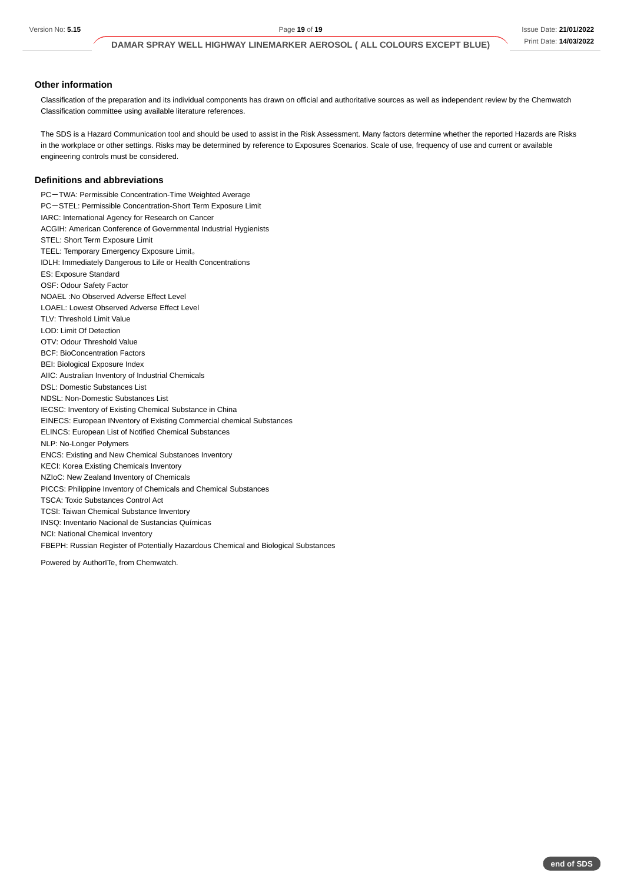## Other information

Classification of the preparation and its individual components has drawn on official and authoritative sources as well as independent review by the Chemwatch Classification committee using available literature references.

The SDS is a Hazard Communication tool and should be used to assist in the Risk Assessment. Many factors determine whether the reported Hazards are Risks in the workplace or other settings. Risks may be determined by reference to Exposures Scenarios. Scale of use, frequency of use and current or available engineering controls must be considered.

## Definitions and abbreviations

PC－TWA: Permissible Concentration-Time Weighted Average
PC－STEL: Permissible Concentration-Short Term Exposure Limit
IARC: International Agency for Research on Cancer
ACGIH: American Conference of Governmental Industrial Hygienists
STEL: Short Term Exposure Limit
TEEL: Temporary Emergency Exposure Limit。
IDLH: Immediately Dangerous to Life or Health Concentrations
ES: Exposure Standard
OSF: Odour Safety Factor
NOAEL :No Observed Adverse Effect Level
LOAEL: Lowest Observed Adverse Effect Level
TLV: Threshold Limit Value
LOD: Limit Of Detection
OTV: Odour Threshold Value
BCF: BioConcentration Factors
BEI: Biological Exposure Index
AIIC: Australian Inventory of Industrial Chemicals
DSL: Domestic Substances List
NDSL: Non-Domestic Substances List
IECSC: Inventory of Existing Chemical Substance in China
EINECS: European INventory of Existing Commercial chemical Substances
ELINCS: European List of Notified Chemical Substances
NLP: No-Longer Polymers
ENCS: Existing and New Chemical Substances Inventory
KECI: Korea Existing Chemicals Inventory
NZIoC: New Zealand Inventory of Chemicals
PICCS: Philippine Inventory of Chemicals and Chemical Substances
TSCA: Toxic Substances Control Act
TCSI: Taiwan Chemical Substance Inventory
INSQ: Inventario Nacional de Sustancias Químicas
NCI: National Chemical Inventory
FBEPH: Russian Register of Potentially Hazardous Chemical and Biological Substances

Powered by AuthorITe, from Chemwatch.

end of SDS